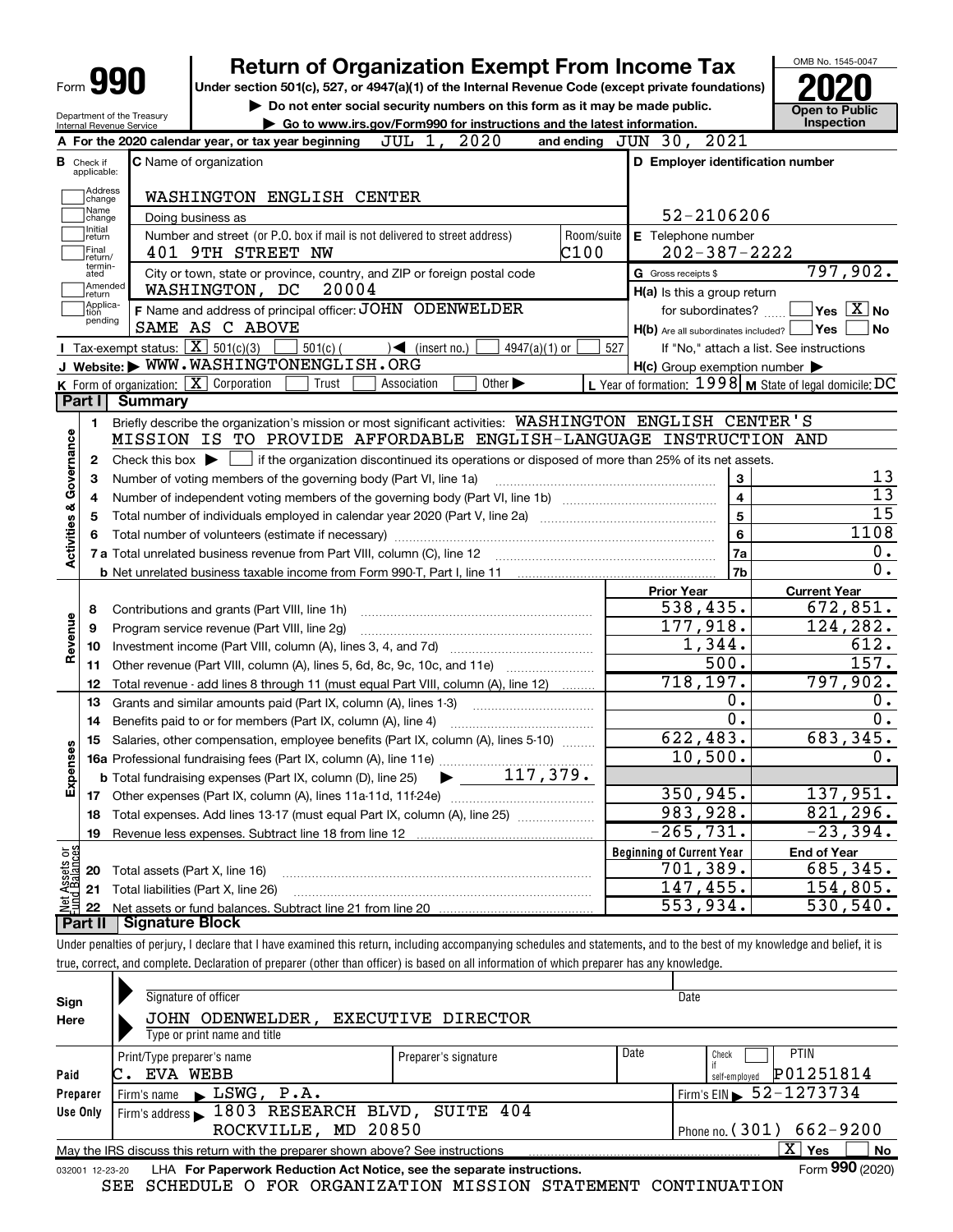# Form 990 — Return of Organization Exempt From Income Tax (2020)

Under section 501(c), 527, or 4947(a)(1) of the Internal Revenue Code (except private foundations)

▶ Do not enter social security numbers on this form as it may be made public.

▶ Go to www.irs.gov/Form990 for instructions and the latest information.

OMB No. 1545-0047 — **2020** — Open to Public Inspection

Department of the Treasury, Internal Revenue Service

**A** For the 2020 calendar year, or tax year beginning JUL 1, 2020 and ending JUN 30, 2021

**B** Check if applicable: Address change, Name change, Initial return, Final return/terminated, Amended return, Application pending

**C** Name of organization: WASHINGTON ENGLISH CENTER

Doing business as

Number and street (or P.O. box if mail is not delivered to street address): 401 9TH STREET NW — Room/suite: C100

City or town, state or province, country, and ZIP or foreign postal code: WASHINGTON, DC 20004

**D** Employer identification number: 52-2106206

**E** Telephone number: 202-387-2222

**G** Gross receipts $ 797,902.

**F** Name and address of principal officer: JOHN ODENWELDER, SAME AS C ABOVE

**H(a)** Is this a group return for subordinates? Yes [ ] No [X]

**H(b)** Are all subordinates included? Yes [ ] No [ ] — If "No," attach a list. See instructions

**H(c)** Group exemption number ▶

**I** Tax-exempt status: [X] 501(c)(3) [ ] 501(c) ( ) ◀ (insert no.) [ ] 4947(a)(1) or [ ] 527

**J** Website: ▶ WWW.WASHINGTONENGLISH.ORG

**K** Form of organization: [X] Corporation [ ] Trust [ ] Association [ ] Other ▶

**L** Year of formation: 1998 **M** State of legal domicile: DC

## Part I — Summary

**Activities & Governance**

1. Briefly describe the organization's mission or most significant activities: WASHINGTON ENGLISH CENTER'S MISSION IS TO PROVIDE AFFORDABLE ENGLISH-LANGUAGE INSTRUCTION AND
2. Check this box ▶ [ ] if the organization discontinued its operations or disposed of more than 25% of its net assets.

| Line | Description | | Value |
|---|---|---|---|
| 3 | Number of voting members of the governing body (Part VI, line 1a) | 3 | 13 |
| 4 | Number of independent voting members of the governing body (Part VI, line 1b) | 4 | 13 |
| 5 | Total number of individuals employed in calendar year 2020 (Part V, line 2a) | 5 | 15 |
| 6 | Total number of volunteers (estimate if necessary) | 6 | 1108 |
| 7a | Total unrelated business revenue from Part VIII, column (C), line 12 | 7a | 0. |
| 7b | Net unrelated business taxable income from Form 990-T, Part I, line 11 | 7b | 0. |

**Revenue / Expenses**

| Line | Description | Prior Year | Current Year |
|---|---|---|---|
| 8 | Contributions and grants (Part VIII, line 1h) | 538,435. | 672,851. |
| 9 | Program service revenue (Part VIII, line 2g) | 177,918. | 124,282. |
| 10 | Investment income (Part VIII, column (A), lines 3, 4, and 7d) | 1,344. | 612. |
| 11 | Other revenue (Part VIII, column (A), lines 5, 6d, 8c, 9c, 10c, and 11e) | 500. | 157. |
| 12 | Total revenue - add lines 8 through 11 (must equal Part VIII, column (A), line 12) | 718,197. | 797,902. |
| 13 | Grants and similar amounts paid (Part IX, column (A), lines 1-3) | 0. | 0. |
| 14 | Benefits paid to or for members (Part IX, column (A), line 4) | 0. | 0. |
| 15 | Salaries, other compensation, employee benefits (Part IX, column (A), lines 5-10) | 622,483. | 683,345. |
| 16a | Professional fundraising fees (Part IX, column (A), line 11e) | 10,500. | 0. |
| b | Total fundraising expenses (Part IX, column (D), line 25) ▶ 117,379. | | |
| 17 | Other expenses (Part IX, column (A), lines 11a-11d, 11f-24e) | 350,945. | 137,951. |
| 18 | Total expenses. Add lines 13-17 (must equal Part IX, column (A), line 25) | 983,928. | 821,296. |
| 19 | Revenue less expenses. Subtract line 18 from line 12 | -265,731. | -23,394. |

**Net Assets or Fund Balances**

| Line | Description | Beginning of Current Year | End of Year |
|---|---|---|---|
| 20 | Total assets (Part X, line 16) | 701,389. | 685,345. |
| 21 | Total liabilities (Part X, line 26) | 147,455. | 154,805. |
| 22 | Net assets or fund balances. Subtract line 21 from line 20 | 553,934. | 530,540. |

## Part II — Signature Block

Under penalties of perjury, I declare that I have examined this return, including accompanying schedules and statements, and to the best of my knowledge and belief, it is true, correct, and complete. Declaration of preparer (other than officer) is based on all information of which preparer has any knowledge.

**Sign Here** — Signature of officer — Date

JOHN ODENWELDER, EXECUTIVE DIRECTOR
Type or print name and title

**Paid Preparer Use Only**

Print/Type preparer's name: C. EVA WEBB — Preparer's signature — Date — Check [ ] if self-employed — PTIN: P01251814

Firm's name ▶ LSWG, P.A. — Firm's EIN ▶ 52-1273734

Firm's address ▶ 1803 RESEARCH BLVD, SUITE 404, ROCKVILLE, MD 20850 — Phone no. (301) 662-9200

May the IRS discuss this return with the preparer shown above? See instructions [X] Yes [ ] No

032001 12-23-20 LHA For Paperwork Reduction Act Notice, see the separate instructions. Form **990** (2020)

SEE SCHEDULE O FOR ORGANIZATION MISSION STATEMENT CONTINUATION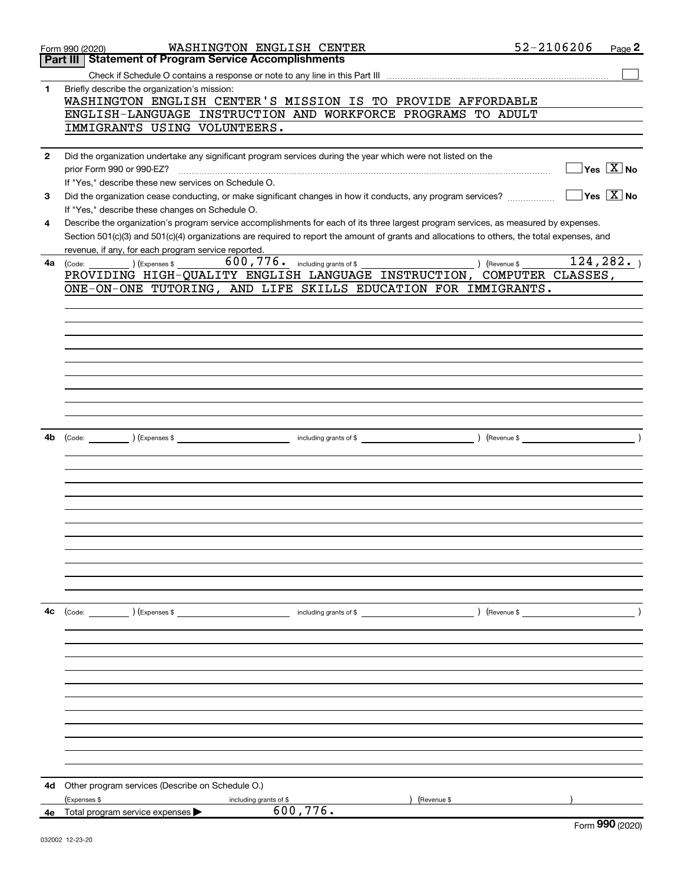Form 990 (2020) WASHINGTON ENGLISH CENTER 52-2106206

## Part III | Statement of Program Service Accomplishments

Check if Schedule O contains a response or note to any line in this Part III ☐

**1** Briefly describe the organization's mission:

WASHINGTON ENGLISH CENTER'S MISSION IS TO PROVIDE AFFORDABLE ENGLISH-LANGUAGE INSTRUCTION AND WORKFORCE PROGRAMS TO ADULT IMMIGRANTS USING VOLUNTEERS.

**2** Did the organization undertake any significant program services during the year which were not listed on the prior Form 990 or 990-EZ? ☐ Yes ☒ No

If "Yes," describe these new services on Schedule O.

**3** Did the organization cease conducting, or make significant changes in how it conducts, any program services? ☐ Yes ☒ No

If "Yes," describe these changes on Schedule O.

**4** Describe the organization's program service accomplishments for each of its three largest program services, as measured by expenses. Section 501(c)(3) and 501(c)(4) organizations are required to report the amount of grants and allocations to others, the total expenses, and revenue, if any, for each program service reported.

**4a** (Code: ) (Expenses $ 600,776. including grants of $ ) (Revenue $ 124,282. )

PROVIDING HIGH-QUALITY ENGLISH LANGUAGE INSTRUCTION, COMPUTER CLASSES, ONE-ON-ONE TUTORING, AND LIFE SKILLS EDUCATION FOR IMMIGRANTS.

**4b** (Code: ) (Expenses $ including grants of $ ) (Revenue $ )

**4c** (Code: ) (Expenses $ including grants of $ ) (Revenue $ )

**4d** Other program services (Describe on Schedule O.)

(Expenses $ including grants of $ ) (Revenue $ )

**4e** Total program service expenses ▶ 600,776.

Form **990** (2020)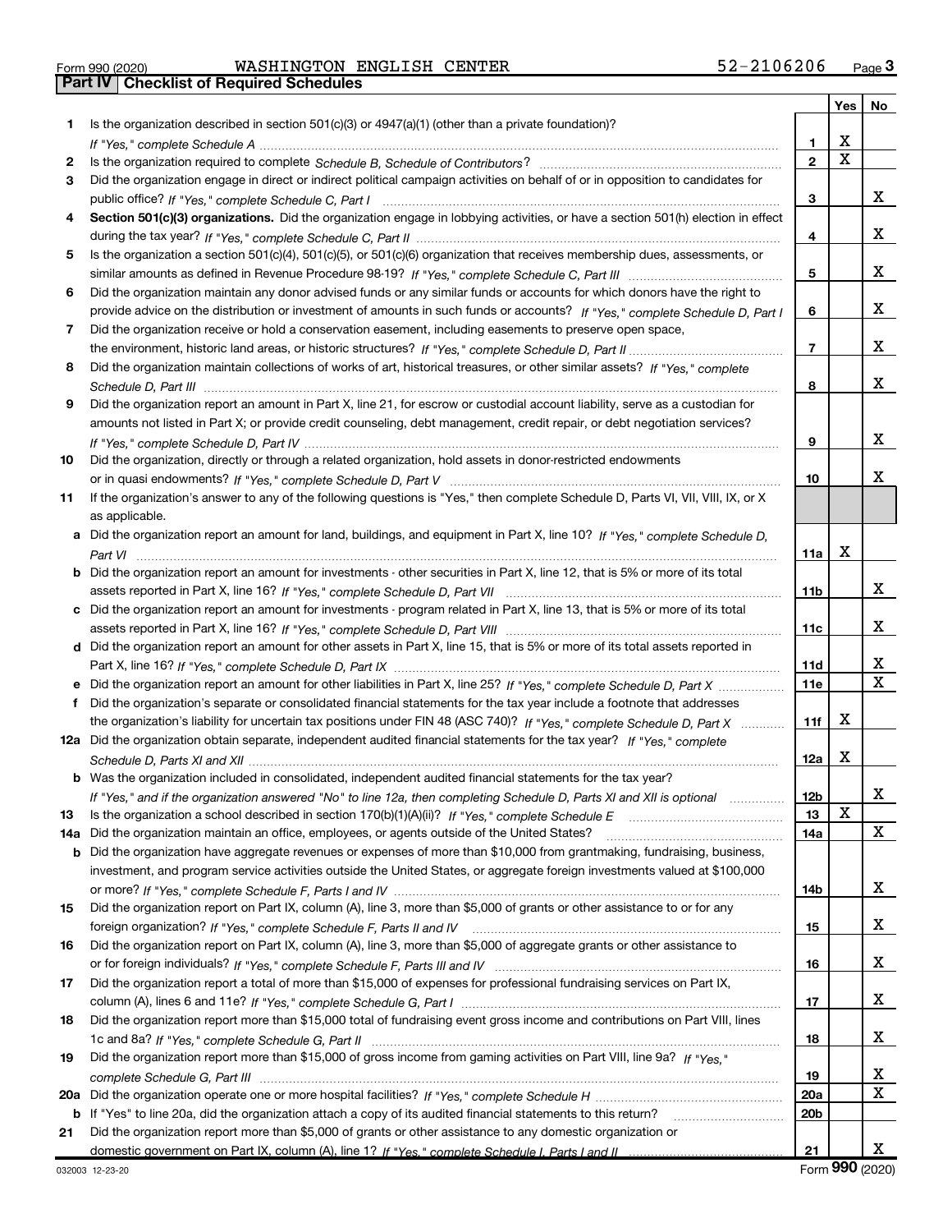Form 990 (2020) WASHINGTON ENGLISH CENTER 52-2106206 Page **3**

## Part IV Checklist of Required Schedules

| | | | Yes | No |
|---|---|---|---|---|
| **1** | Is the organization described in section 501(c)(3) or 4947(a)(1) (other than a private foundation)? *If "Yes," complete Schedule A* | **1** | X | |
| **2** | Is the organization required to complete *Schedule B, Schedule of Contributors*? | **2** | X | |
| **3** | Did the organization engage in direct or indirect political campaign activities on behalf of or in opposition to candidates for public office? *If "Yes," complete Schedule C, Part I* | **3** | | X |
| **4** | **Section 501(c)(3) organizations.** Did the organization engage in lobbying activities, or have a section 501(h) election in effect during the tax year? *If "Yes," complete Schedule C, Part II* | **4** | | X |
| **5** | Is the organization a section 501(c)(4), 501(c)(5), or 501(c)(6) organization that receives membership dues, assessments, or similar amounts as defined in Revenue Procedure 98-19? *If "Yes," complete Schedule C, Part III* | **5** | | X |
| **6** | Did the organization maintain any donor advised funds or any similar funds or accounts for which donors have the right to provide advice on the distribution or investment of amounts in such funds or accounts? *If "Yes," complete Schedule D, Part I* | **6** | | X |
| **7** | Did the organization receive or hold a conservation easement, including easements to preserve open space, the environment, historic land areas, or historic structures? *If "Yes," complete Schedule D, Part II* | **7** | | X |
| **8** | Did the organization maintain collections of works of art, historical treasures, or other similar assets? *If "Yes," complete Schedule D, Part III* | **8** | | X |
| **9** | Did the organization report an amount in Part X, line 21, for escrow or custodial account liability, serve as a custodian for amounts not listed in Part X; or provide credit counseling, debt management, credit repair, or debt negotiation services? *If "Yes," complete Schedule D, Part IV* | **9** | | X |
| **10** | Did the organization, directly or through a related organization, hold assets in donor-restricted endowments or in quasi endowments? *If "Yes," complete Schedule D, Part V* | **10** | | X |
| **11** | If the organization's answer to any of the following questions is "Yes," then complete Schedule D, Parts VI, VII, VIII, IX, or X as applicable. | | | |
| **a** | Did the organization report an amount for land, buildings, and equipment in Part X, line 10? *If "Yes," complete Schedule D, Part VI* | **11a** | X | |
| **b** | Did the organization report an amount for investments - other securities in Part X, line 12, that is 5% or more of its total assets reported in Part X, line 16? *If "Yes," complete Schedule D, Part VII* | **11b** | | X |
| **c** | Did the organization report an amount for investments - program related in Part X, line 13, that is 5% or more of its total assets reported in Part X, line 16? *If "Yes," complete Schedule D, Part VIII* | **11c** | | X |
| **d** | Did the organization report an amount for other assets in Part X, line 15, that is 5% or more of its total assets reported in Part X, line 16? *If "Yes," complete Schedule D, Part IX* | **11d** | | X |
| **e** | Did the organization report an amount for other liabilities in Part X, line 25? *If "Yes," complete Schedule D, Part X* | **11e** | | X |
| **f** | Did the organization's separate or consolidated financial statements for the tax year include a footnote that addresses the organization's liability for uncertain tax positions under FIN 48 (ASC 740)? *If "Yes," complete Schedule D, Part X* | **11f** | X | |
| **12a** | Did the organization obtain separate, independent audited financial statements for the tax year? *If "Yes," complete Schedule D, Parts XI and XII* | **12a** | X | |
| **b** | Was the organization included in consolidated, independent audited financial statements for the tax year? *If "Yes," and if the organization answered "No" to line 12a, then completing Schedule D, Parts XI and XII is optional* | **12b** | | X |
| **13** | Is the organization a school described in section 170(b)(1)(A)(ii)? *If "Yes," complete Schedule E* | **13** | X | |
| **14a** | Did the organization maintain an office, employees, or agents outside of the United States? | **14a** | | X |
| **b** | Did the organization have aggregate revenues or expenses of more than $10,000 from grantmaking, fundraising, business, investment, and program service activities outside the United States, or aggregate foreign investments valued at $100,000 or more? *If "Yes," complete Schedule F, Parts I and IV* | **14b** | | X |
| **15** | Did the organization report on Part IX, column (A), line 3, more than $5,000 of grants or other assistance to or for any foreign organization? *If "Yes," complete Schedule F, Parts II and IV* | **15** | | X |
| **16** | Did the organization report on Part IX, column (A), line 3, more than $5,000 of aggregate grants or other assistance to or for foreign individuals? *If "Yes," complete Schedule F, Parts III and IV* | **16** | | X |
| **17** | Did the organization report a total of more than $15,000 of expenses for professional fundraising services on Part IX, column (A), lines 6 and 11e? *If "Yes," complete Schedule G, Part I* | **17** | | X |
| **18** | Did the organization report more than $15,000 total of fundraising event gross income and contributions on Part VIII, lines 1c and 8a? *If "Yes," complete Schedule G, Part II* | **18** | | X |
| **19** | Did the organization report more than $15,000 of gross income from gaming activities on Part VIII, line 9a? *If "Yes," complete Schedule G, Part III* | **19** | | X |
| **20a** | Did the organization operate one or more hospital facilities? *If "Yes," complete Schedule H* | **20a** | | X |
| **b** | If "Yes" to line 20a, did the organization attach a copy of its audited financial statements to this return? | **20b** | | |
| **21** | Did the organization report more than $5,000 of grants or other assistance to any domestic organization or domestic government on Part IX, column (A), line 1? *If "Yes," complete Schedule I, Parts I and II* | **21** | | X |

032003 12-23-20 Form **990** (2020)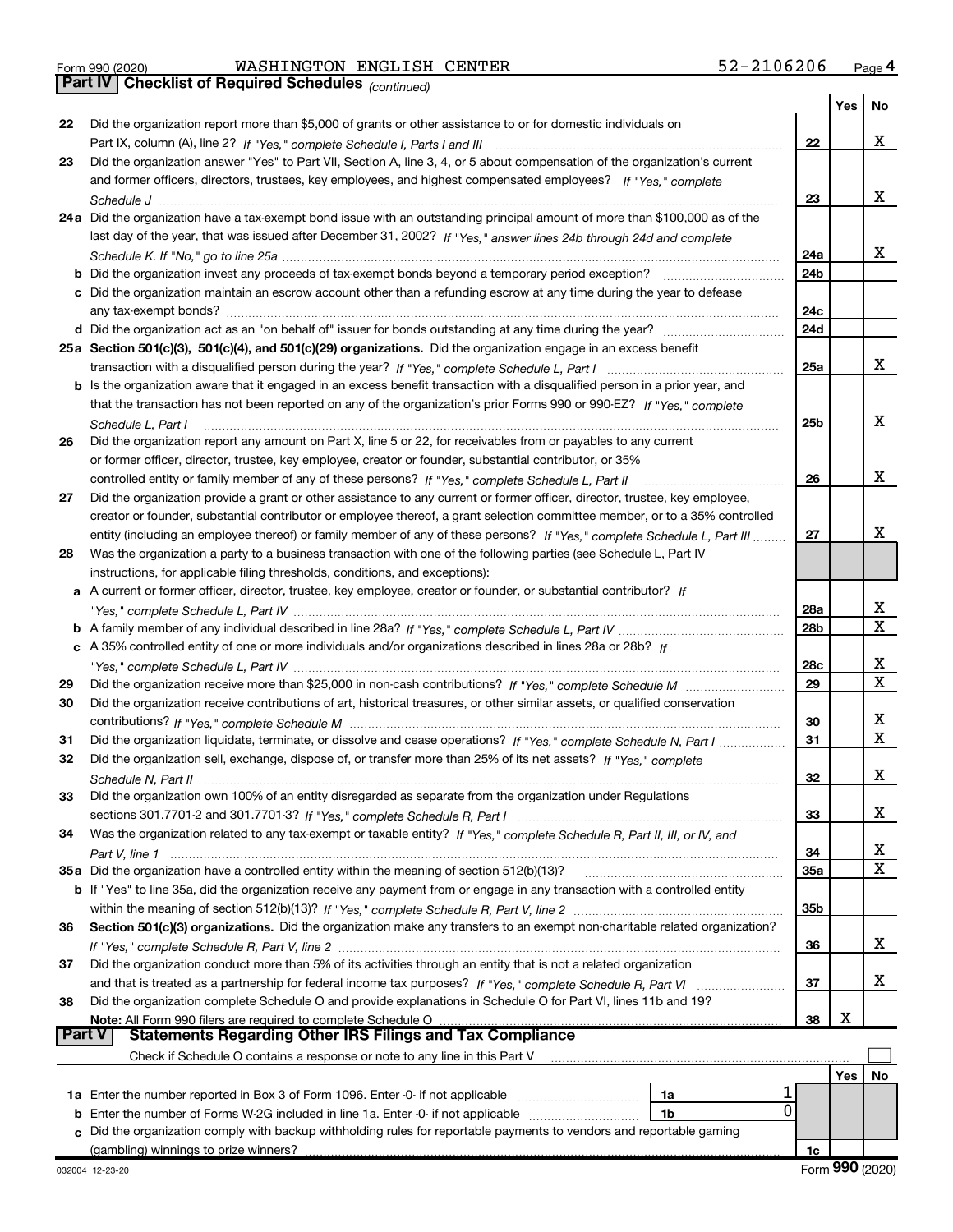Form 990 (2020) WASHINGTON ENGLISH CENTER 52-2106206 Page 4

**Part IV Checklist of Required Schedules** *(continued)*

| | | | Yes | No |
|---|---|---|---|---|
| 22 | Did the organization report more than $5,000 of grants or other assistance to or for domestic individuals on Part IX, column (A), line 2? *If "Yes," complete Schedule I, Parts I and III* | 22 | | X |
| 23 | Did the organization answer "Yes" to Part VII, Section A, line 3, 4, or 5 about compensation of the organization's current and former officers, directors, trustees, key employees, and highest compensated employees? *If "Yes," complete Schedule J* | 23 | | X |
| 24a | Did the organization have a tax-exempt bond issue with an outstanding principal amount of more than $100,000 as of the last day of the year, that was issued after December 31, 2002? *If "Yes," answer lines 24b through 24d and complete Schedule K. If "No," go to line 25a* | 24a | | X |
| b | Did the organization invest any proceeds of tax-exempt bonds beyond a temporary period exception? | 24b | | |
| c | Did the organization maintain an escrow account other than a refunding escrow at any time during the year to defease any tax-exempt bonds? | 24c | | |
| d | Did the organization act as an "on behalf of" issuer for bonds outstanding at any time during the year? | 24d | | |
| 25a | **Section 501(c)(3), 501(c)(4), and 501(c)(29) organizations.** Did the organization engage in an excess benefit transaction with a disqualified person during the year? *If "Yes," complete Schedule L, Part I* | 25a | | X |
| b | Is the organization aware that it engaged in an excess benefit transaction with a disqualified person in a prior year, and that the transaction has not been reported on any of the organization's prior Forms 990 or 990-EZ? *If "Yes," complete Schedule L, Part I* | 25b | | X |
| 26 | Did the organization report any amount on Part X, line 5 or 22, for receivables from or payables to any current or former officer, director, trustee, key employee, creator or founder, substantial contributor, or 35% controlled entity or family member of any of these persons? *If "Yes," complete Schedule L, Part II* | 26 | | X |
| 27 | Did the organization provide a grant or other assistance to any current or former officer, director, trustee, key employee, creator or founder, substantial contributor or employee thereof, a grant selection committee member, or to a 35% controlled entity (including an employee thereof) or family member of any of these persons? *If "Yes," complete Schedule L, Part III* | 27 | | X |
| 28 | Was the organization a party to a business transaction with one of the following parties (see Schedule L, Part IV instructions, for applicable filing thresholds, conditions, and exceptions): | | | |
| a | A current or former officer, director, trustee, key employee, creator or founder, or substantial contributor? *If "Yes," complete Schedule L, Part IV* | 28a | | X |
| b | A family member of any individual described in line 28a? *If "Yes," complete Schedule L, Part IV* | 28b | | X |
| c | A 35% controlled entity of one or more individuals and/or organizations described in lines 28a or 28b? *If "Yes," complete Schedule L, Part IV* | 28c | | X |
| 29 | Did the organization receive more than $25,000 in non-cash contributions? *If "Yes," complete Schedule M* | 29 | | X |
| 30 | Did the organization receive contributions of art, historical treasures, or other similar assets, or qualified conservation contributions? *If "Yes," complete Schedule M* | 30 | | X |
| 31 | Did the organization liquidate, terminate, or dissolve and cease operations? *If "Yes," complete Schedule N, Part I* | 31 | | X |
| 32 | Did the organization sell, exchange, dispose of, or transfer more than 25% of its net assets? *If "Yes," complete Schedule N, Part II* | 32 | | X |
| 33 | Did the organization own 100% of an entity disregarded as separate from the organization under Regulations sections 301.7701-2 and 301.7701-3? *If "Yes," complete Schedule R, Part I* | 33 | | X |
| 34 | Was the organization related to any tax-exempt or taxable entity? *If "Yes," complete Schedule R, Part II, III, or IV, and Part V, line 1* | 34 | | X |
| 35a | Did the organization have a controlled entity within the meaning of section 512(b)(13)? | 35a | | X |
| b | If "Yes" to line 35a, did the organization receive any payment from or engage in any transaction with a controlled entity within the meaning of section 512(b)(13)? *If "Yes," complete Schedule R, Part V, line 2* | 35b | | |
| 36 | **Section 501(c)(3) organizations.** Did the organization make any transfers to an exempt non-charitable related organization? *If "Yes," complete Schedule R, Part V, line 2* | 36 | | X |
| 37 | Did the organization conduct more than 5% of its activities through an entity that is not a related organization and that is treated as a partnership for federal income tax purposes? *If "Yes," complete Schedule R, Part VI* | 37 | | X |
| 38 | Did the organization complete Schedule O and provide explanations in Schedule O for Part VI, lines 11b and 19? **Note:** All Form 990 filers are required to complete Schedule O | 38 | X | |

**Part V Statements Regarding Other IRS Filings and Tax Compliance**

Check if Schedule O contains a response or note to any line in this Part V ☐

| | | | | | Yes | No |
|---|---|---|---|---|---|---|
| 1a | Enter the number reported in Box 3 of Form 1096. Enter -0- if not applicable | 1a | 1 | | | |
| b | Enter the number of Forms W-2G included in line 1a. Enter -0- if not applicable | 1b | 0 | | | |
| c | Did the organization comply with backup withholding rules for reportable payments to vendors and reportable gaming (gambling) winnings to prize winners? | | | 1c | | |

032004 12-23-20 Form **990** (2020)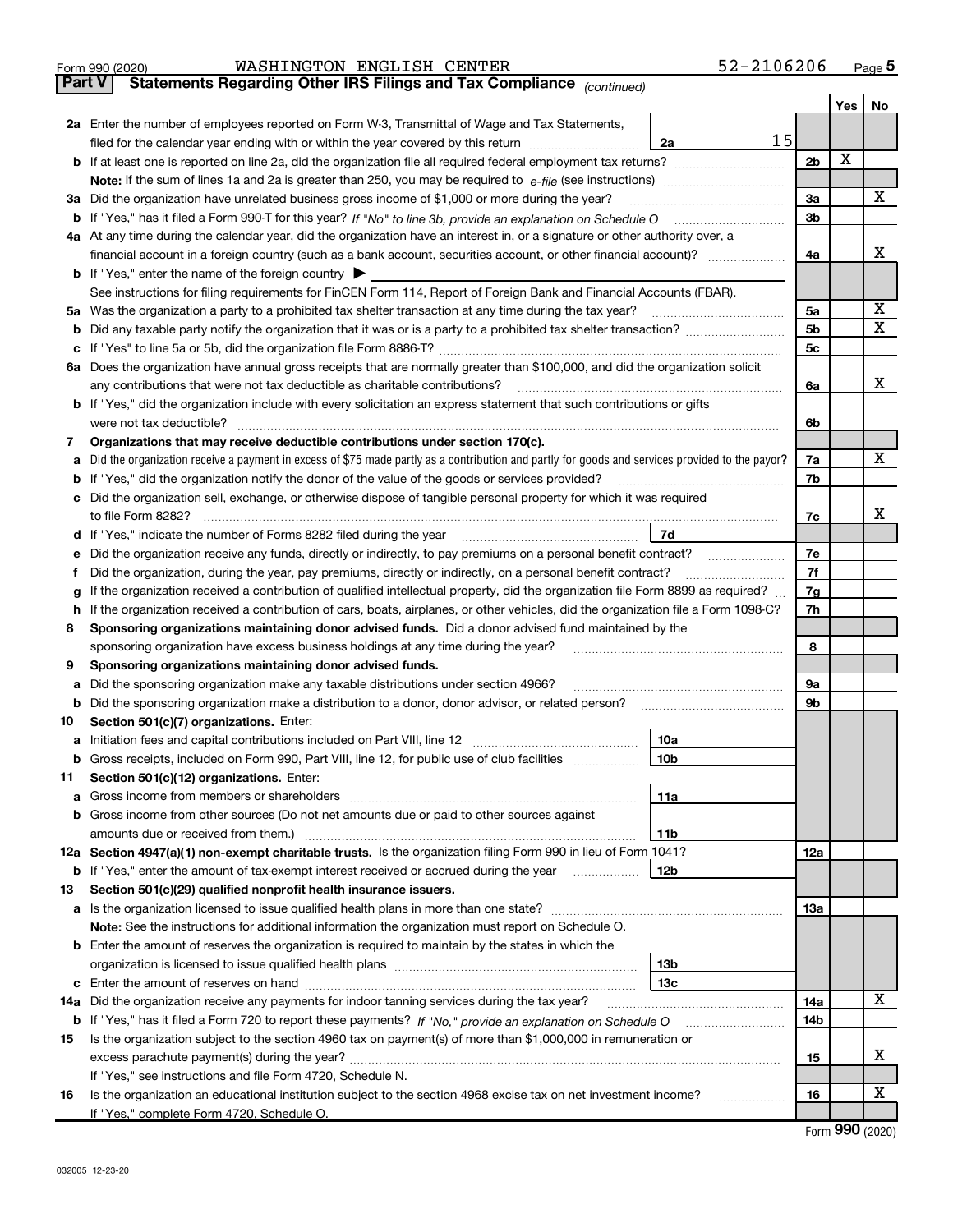Form 990 (2020) WASHINGTON ENGLISH CENTER 52-2106206

## Part V Statements Regarding Other IRS Filings and Tax Compliance *(continued)*

| | | | | | Yes | No |
|---|---|---|---|---|---|---|
| **2a** | Enter the number of employees reported on Form W-3, Transmittal of Wage and Tax Statements, filed for the calendar year ending with or within the year covered by this return | 2a | 15 | | | |
| **b** | If at least one is reported on line 2a, did the organization file all required federal employment tax returns? | | | 2b | X | |
| | **Note:** If the sum of lines 1a and 2a is greater than 250, you may be required to *e-file* (see instructions) | | | | | |
| **3a** | Did the organization have unrelated business gross income of $1,000 or more during the year? | | | 3a | | X |
| **b** | If "Yes," has it filed a Form 990-T for this year? *If "No" to line 3b, provide an explanation on Schedule O* | | | 3b | | |
| **4a** | At any time during the calendar year, did the organization have an interest in, or a signature or other authority over, a financial account in a foreign country (such as a bank account, securities account, or other financial account)? | | | 4a | | X |
| **b** | If "Yes," enter the name of the foreign country ▶ | | | | | |
| | See instructions for filing requirements for FinCEN Form 114, Report of Foreign Bank and Financial Accounts (FBAR). | | | | | |
| **5a** | Was the organization a party to a prohibited tax shelter transaction at any time during the tax year? | | | 5a | | X |
| **b** | Did any taxable party notify the organization that it was or is a party to a prohibited tax shelter transaction? | | | 5b | | X |
| **c** | If "Yes" to line 5a or 5b, did the organization file Form 8886-T? | | | 5c | | |
| **6a** | Does the organization have annual gross receipts that are normally greater than $100,000, and did the organization solicit any contributions that were not tax deductible as charitable contributions? | | | 6a | | X |
| **b** | If "Yes," did the organization include with every solicitation an express statement that such contributions or gifts were not tax deductible? | | | 6b | | |
| **7** | **Organizations that may receive deductible contributions under section 170(c).** | | | | | |
| **a** | Did the organization receive a payment in excess of $75 made partly as a contribution and partly for goods and services provided to the payor? | | | 7a | | X |
| **b** | If "Yes," did the organization notify the donor of the value of the goods or services provided? | | | 7b | | |
| **c** | Did the organization sell, exchange, or otherwise dispose of tangible personal property for which it was required to file Form 8282? | | | 7c | | X |
| **d** | If "Yes," indicate the number of Forms 8282 filed during the year | 7d | | | | |
| **e** | Did the organization receive any funds, directly or indirectly, to pay premiums on a personal benefit contract? | | | 7e | | |
| **f** | Did the organization, during the year, pay premiums, directly or indirectly, on a personal benefit contract? | | | 7f | | |
| **g** | If the organization received a contribution of qualified intellectual property, did the organization file Form 8899 as required? | | | 7g | | |
| **h** | If the organization received a contribution of cars, boats, airplanes, or other vehicles, did the organization file a Form 1098-C? | | | 7h | | |
| **8** | **Sponsoring organizations maintaining donor advised funds.** Did a donor advised fund maintained by the sponsoring organization have excess business holdings at any time during the year? | | | 8 | | |
| **9** | **Sponsoring organizations maintaining donor advised funds.** | | | | | |
| **a** | Did the sponsoring organization make any taxable distributions under section 4966? | | | 9a | | |
| **b** | Did the sponsoring organization make a distribution to a donor, donor advisor, or related person? | | | 9b | | |
| **10** | **Section 501(c)(7) organizations.** Enter: | | | | | |
| **a** | Initiation fees and capital contributions included on Part VIII, line 12 | 10a | | | | |
| **b** | Gross receipts, included on Form 990, Part VIII, line 12, for public use of club facilities | 10b | | | | |
| **11** | **Section 501(c)(12) organizations.** Enter: | | | | | |
| **a** | Gross income from members or shareholders | 11a | | | | |
| **b** | Gross income from other sources (Do not net amounts due or paid to other sources against amounts due or received from them.) | 11b | | | | |
| **12a** | **Section 4947(a)(1) non-exempt charitable trusts.** Is the organization filing Form 990 in lieu of Form 1041? | | | 12a | | |
| **b** | If "Yes," enter the amount of tax-exempt interest received or accrued during the year | 12b | | | | |
| **13** | **Section 501(c)(29) qualified nonprofit health insurance issuers.** | | | | | |
| **a** | Is the organization licensed to issue qualified health plans in more than one state? | | | 13a | | |
| | **Note:** See the instructions for additional information the organization must report on Schedule O. | | | | | |
| **b** | Enter the amount of reserves the organization is required to maintain by the states in which the organization is licensed to issue qualified health plans | 13b | | | | |
| **c** | Enter the amount of reserves on hand | 13c | | | | |
| **14a** | Did the organization receive any payments for indoor tanning services during the tax year? | | | 14a | | X |
| **b** | If "Yes," has it filed a Form 720 to report these payments? *If "No," provide an explanation on Schedule O* | | | 14b | | |
| **15** | Is the organization subject to the section 4960 tax on payment(s) of more than $1,000,000 in remuneration or excess parachute payment(s) during the year? | | | 15 | | X |
| | If "Yes," see instructions and file Form 4720, Schedule N. | | | | | |
| **16** | Is the organization an educational institution subject to the section 4968 excise tax on net investment income? | | | 16 | | X |
| | If "Yes," complete Form 4720, Schedule O. | | | | | |

Form **990** (2020)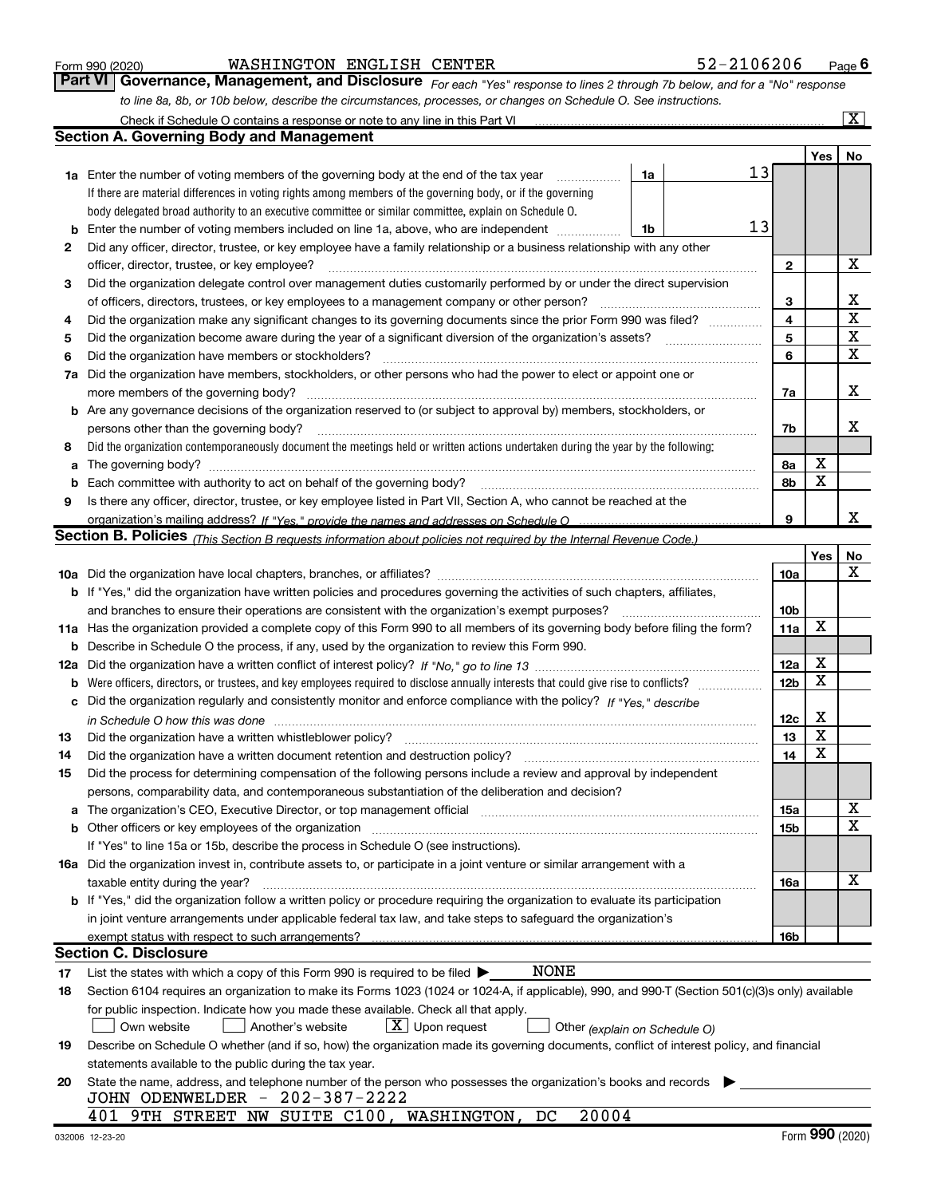Form 990 (2020) WASHINGTON ENGLISH CENTER 52-2106206 Page 6

**Part VI Governance, Management, and Disclosure** *For each "Yes" response to lines 2 through 7b below, and for a "No" response to line 8a, 8b, or 10b below, describe the circumstances, processes, or changes on Schedule O. See instructions.*

Check if Schedule O contains a response or note to any line in this Part VI .......... [X]

## Section A. Governing Body and Management

| | | | | Yes | No |
|---|---|---|---|---|---|
| **1a** | Enter the number of voting members of the governing body at the end of the tax year ... **1a** 13 | | | | |
| | If there are material differences in voting rights among members of the governing body, or if the governing body delegated broad authority to an executive committee or similar committee, explain on Schedule O. | | | | |
| **b** | Enter the number of voting members included on line 1a, above, who are independent ... **1b** 13 | | | | |
| **2** | Did any officer, director, trustee, or key employee have a family relationship or a business relationship with any other officer, director, trustee, or key employee? | | **2** | | X |
| **3** | Did the organization delegate control over management duties customarily performed by or under the direct supervision of officers, directors, trustees, or key employees to a management company or other person? | | **3** | | X |
| **4** | Did the organization make any significant changes to its governing documents since the prior Form 990 was filed? | | **4** | | X |
| **5** | Did the organization become aware during the year of a significant diversion of the organization's assets? | | **5** | | X |
| **6** | Did the organization have members or stockholders? | | **6** | | X |
| **7a** | Did the organization have members, stockholders, or other persons who had the power to elect or appoint one or more members of the governing body? | | **7a** | | X |
| **b** | Are any governance decisions of the organization reserved to (or subject to approval by) members, stockholders, or persons other than the governing body? | | **7b** | | X |
| **8** | Did the organization contemporaneously document the meetings held or written actions undertaken during the year by the following: | | | | |
| **a** | The governing body? | | **8a** | X | |
| **b** | Each committee with authority to act on behalf of the governing body? | | **8b** | X | |
| **9** | Is there any officer, director, trustee, or key employee listed in Part VII, Section A, who cannot be reached at the organization's mailing address? *If "Yes," provide the names and addresses on Schedule O* | | **9** | | X |

## Section B. Policies *(This Section B requests information about policies not required by the Internal Revenue Code.)*

| | | | Yes | No |
|---|---|---|---|---|
| **10a** | Did the organization have local chapters, branches, or affiliates? | **10a** | | X |
| **b** | If "Yes," did the organization have written policies and procedures governing the activities of such chapters, affiliates, and branches to ensure their operations are consistent with the organization's exempt purposes? | **10b** | | |
| **11a** | Has the organization provided a complete copy of this Form 990 to all members of its governing body before filing the form? | **11a** | X | |
| **b** | Describe in Schedule O the process, if any, used by the organization to review this Form 990. | | | |
| **12a** | Did the organization have a written conflict of interest policy? *If "No," go to line 13* | **12a** | X | |
| **b** | Were officers, directors, or trustees, and key employees required to disclose annually interests that could give rise to conflicts? | **12b** | X | |
| **c** | Did the organization regularly and consistently monitor and enforce compliance with the policy? *If "Yes," describe in Schedule O how this was done* | **12c** | X | |
| **13** | Did the organization have a written whistleblower policy? | **13** | X | |
| **14** | Did the organization have a written document retention and destruction policy? | **14** | X | |
| **15** | Did the process for determining compensation of the following persons include a review and approval by independent persons, comparability data, and contemporaneous substantiation of the deliberation and decision? | | | |
| **a** | The organization's CEO, Executive Director, or top management official | **15a** | | X |
| **b** | Other officers or key employees of the organization | **15b** | | X |
| | If "Yes" to line 15a or 15b, describe the process in Schedule O (see instructions). | | | |
| **16a** | Did the organization invest in, contribute assets to, or participate in a joint venture or similar arrangement with a taxable entity during the year? | **16a** | | X |
| **b** | If "Yes," did the organization follow a written policy or procedure requiring the organization to evaluate its participation in joint venture arrangements under applicable federal tax law, and take steps to safeguard the organization's exempt status with respect to such arrangements? | **16b** | | |

## Section C. Disclosure

**17** List the states with which a copy of this Form 990 is required to be filed ▶ NONE

**18** Section 6104 requires an organization to make its Forms 1023 (1024 or 1024-A, if applicable), 990, and 990-T (Section 501(c)(3)s only) available for public inspection. Indicate how you made these available. Check all that apply.

[ ] Own website [ ] Another's website [X] Upon request [ ] Other *(explain on Schedule O)*

**19** Describe on Schedule O whether (and if so, how) the organization made its governing documents, conflict of interest policy, and financial statements available to the public during the tax year.

**20** State the name, address, and telephone number of the person who possesses the organization's books and records ▶

JOHN ODENWELDER - 202-387-2222
401 9TH STREET NW SUITE C100, WASHINGTON, DC 20004

032006 12-23-20 Form **990** (2020)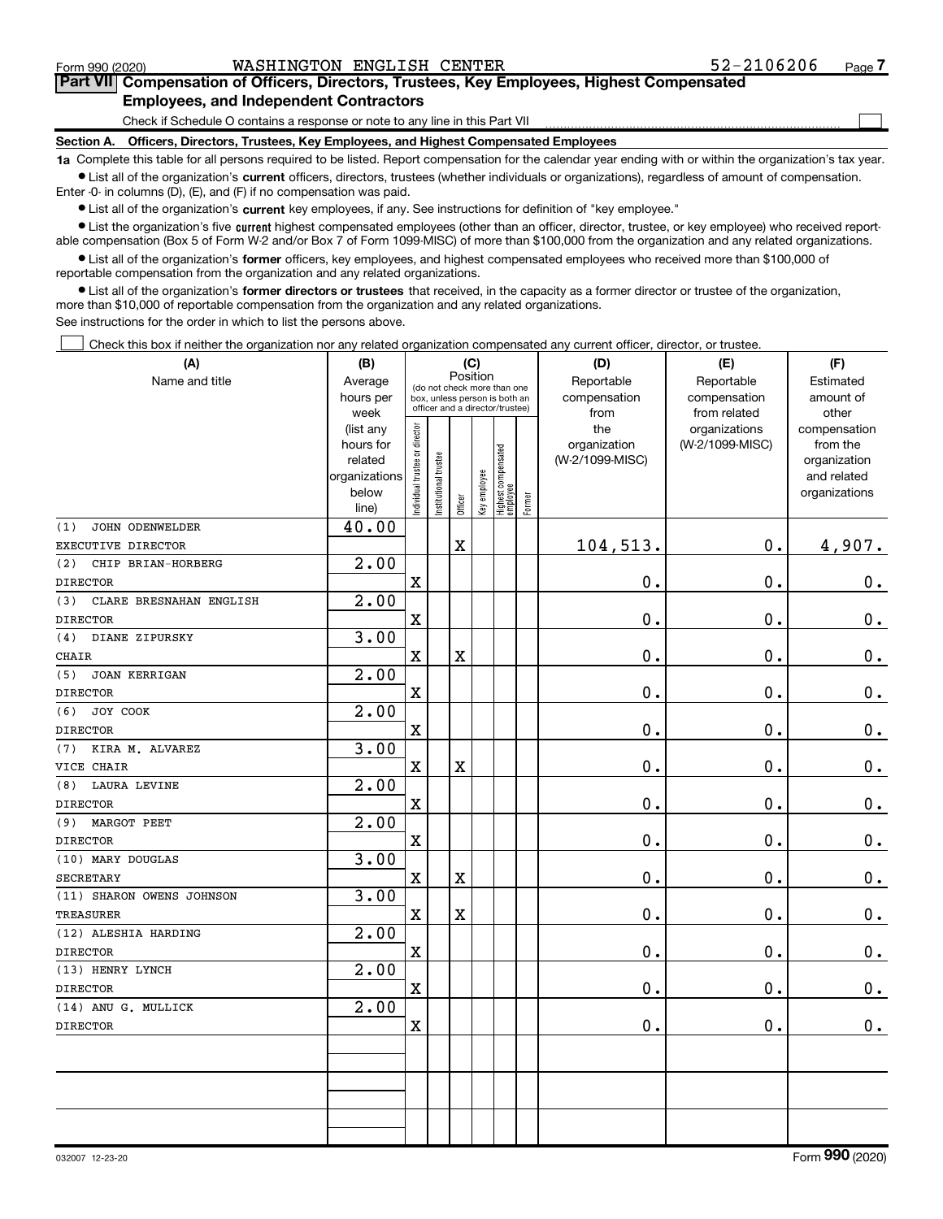Form 990 (2020) WASHINGTON ENGLISH CENTER 52-2106206 Page 7

## Part VII Compensation of Officers, Directors, Trustees, Key Employees, Highest Compensated Employees, and Independent Contractors

Check if Schedule O contains a response or note to any line in this Part VII

**Section A. Officers, Directors, Trustees, Key Employees, and Highest Compensated Employees**

**1a** Complete this table for all persons required to be listed. Report compensation for the calendar year ending with or within the organization's tax year.

- List all of the organization's **current** officers, directors, trustees (whether individuals or organizations), regardless of amount of compensation. Enter -0- in columns (D), (E), and (F) if no compensation was paid.
- List all of the organization's **current** key employees, if any. See instructions for definition of "key employee."
- List the organization's five **current** highest compensated employees (other than an officer, director, trustee, or key employee) who received reportable compensation (Box 5 of Form W-2 and/or Box 7 of Form 1099-MISC) of more than $100,000 from the organization and any related organizations.
- List all of the organization's **former** officers, key employees, and highest compensated employees who received more than $100,000 of reportable compensation from the organization and any related organizations.
- List all of the organization's **former directors or trustees** that received, in the capacity as a former director or trustee of the organization, more than $10,000 of reportable compensation from the organization and any related organizations.

See instructions for the order in which to list the persons above.

Check this box if neither the organization nor any related organization compensated any current officer, director, or trustee.

| (A) Name and title | (B) Average hours per week (list any hours for related organizations below line) | (C) Position: Individual trustee or director | Institutional trustee | Officer | Key employee | Highest compensated employee | Former | (D) Reportable compensation from the organization (W-2/1099-MISC) | (E) Reportable compensation from related organizations (W-2/1099-MISC) | (F) Estimated amount of other compensation from the organization and related organizations |
|---|---|---|---|---|---|---|---|---|---|---|
| (1) JOHN ODENWELDER<br>EXECUTIVE DIRECTOR | 40.00 | | | X | | | | 104,513. | 0. | 4,907. |
| (2) CHIP BRIAN-HORBERG<br>DIRECTOR | 2.00 | X | | | | | | 0. | 0. | 0. |
| (3) CLARE BRESNAHAN ENGLISH<br>DIRECTOR | 2.00 | X | | | | | | 0. | 0. | 0. |
| (4) DIANE ZIPURSKY<br>CHAIR | 3.00 | X | | X | | | | 0. | 0. | 0. |
| (5) JOAN KERRIGAN<br>DIRECTOR | 2.00 | X | | | | | | 0. | 0. | 0. |
| (6) JOY COOK<br>DIRECTOR | 2.00 | X | | | | | | 0. | 0. | 0. |
| (7) KIRA M. ALVAREZ<br>VICE CHAIR | 3.00 | X | | X | | | | 0. | 0. | 0. |
| (8) LAURA LEVINE<br>DIRECTOR | 2.00 | X | | | | | | 0. | 0. | 0. |
| (9) MARGOT PEET<br>DIRECTOR | 2.00 | X | | | | | | 0. | 0. | 0. |
| (10) MARY DOUGLAS<br>SECRETARY | 3.00 | X | | X | | | | 0. | 0. | 0. |
| (11) SHARON OWENS JOHNSON<br>TREASURER | 3.00 | X | | X | | | | 0. | 0. | 0. |
| (12) ALESHIA HARDING<br>DIRECTOR | 2.00 | X | | | | | | 0. | 0. | 0. |
| (13) HENRY LYNCH<br>DIRECTOR | 2.00 | X | | | | | | 0. | 0. | 0. |
| (14) ANU G. MULLICK<br>DIRECTOR | 2.00 | X | | | | | | 0. | 0. | 0. |
| | | | | | | | | | | |
| | | | | | | | | | | |
| | | | | | | | | | | |

032007 12-23-20 Form **990** (2020)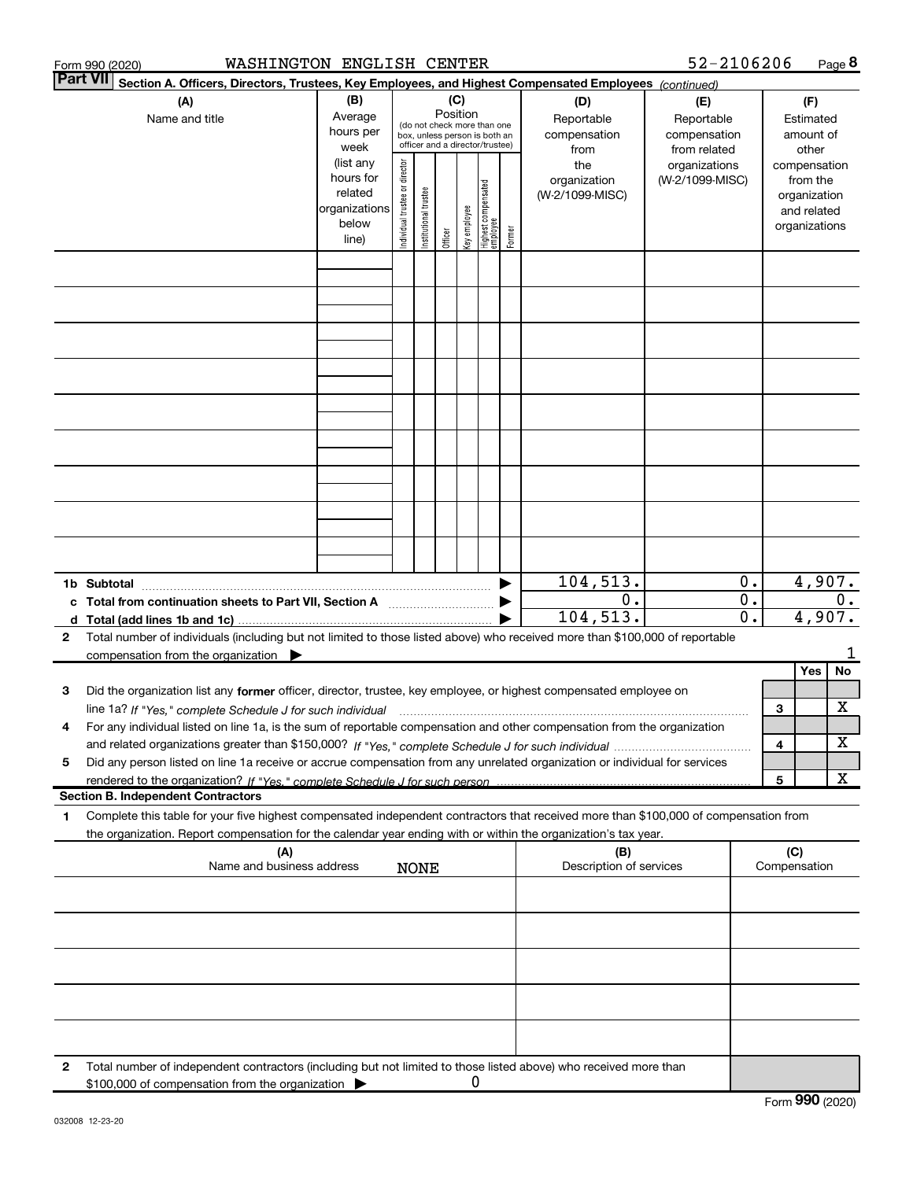Form 990 (2020) WASHINGTON ENGLISH CENTER 52-2106206

## Part VII Section A. Officers, Directors, Trustees, Key Employees, and Highest Compensated Employees *(continued)*

| (A) Name and title | (B) Average hours per week (list any hours for related organizations below line) | (C) Position (do not check more than one box, unless person is both an officer and a director/trustee): Individual trustee or director | Institutional trustee | Officer | Key employee | Highest compensated employee | Former | (D) Reportable compensation from the organization (W-2/1099-MISC) | (E) Reportable compensation from related organizations (W-2/1099-MISC) | (F) Estimated amount of other compensation from the organization and related organizations |
|---|---|---|---|---|---|---|---|---|---|---|
| | | | | | | | | | | |
| | | | | | | | | | | |
| | | | | | | | | | | |
| | | | | | | | | | | |
| | | | | | | | | | | |
| | | | | | | | | | | |
| | | | | | | | | | | |
| | | | | | | | | | | |
| | | | | | | | | | | |
| **1b Subtotal** | | | | | | | | 104,513. | 0. | 4,907. |
| **c Total from continuation sheets to Part VII, Section A** | | | | | | | | 0. | 0. | 0. |
| **d Total (add lines 1b and 1c)** | | | | | | | | 104,513. | 0. | 4,907. |

**2** Total number of individuals (including but not limited to those listed above) who received more than $100,000 of reportable compensation from the organization ▶ 1

| | | | Yes | No |
|---|---|---|---|---|
| **3** | Did the organization list any **former** officer, director, trustee, key employee, or highest compensated employee on line 1a? *If "Yes," complete Schedule J for such individual* | 3 | | X |
| **4** | For any individual listed on line 1a, is the sum of reportable compensation and other compensation from the organization and related organizations greater than $150,000? *If "Yes," complete Schedule J for such individual* | 4 | | X |
| **5** | Did any person listed on line 1a receive or accrue compensation from any unrelated organization or individual for services rendered to the organization? *If "Yes," complete Schedule J for such person* | 5 | | X |

### Section B. Independent Contractors

**1** Complete this table for your five highest compensated independent contractors that received more than $100,000 of compensation from the organization. Report compensation for the calendar year ending with or within the organization's tax year.

| (A) Name and business address | (B) Description of services | (C) Compensation |
|---|---|---|
| NONE | | |
| | | |
| | | |
| | | |
| | | |

**2** Total number of independent contractors (including but not limited to those listed above) who received more than $100,000 of compensation from the organization ▶ 0

Form **990** (2020)

032008 12-23-20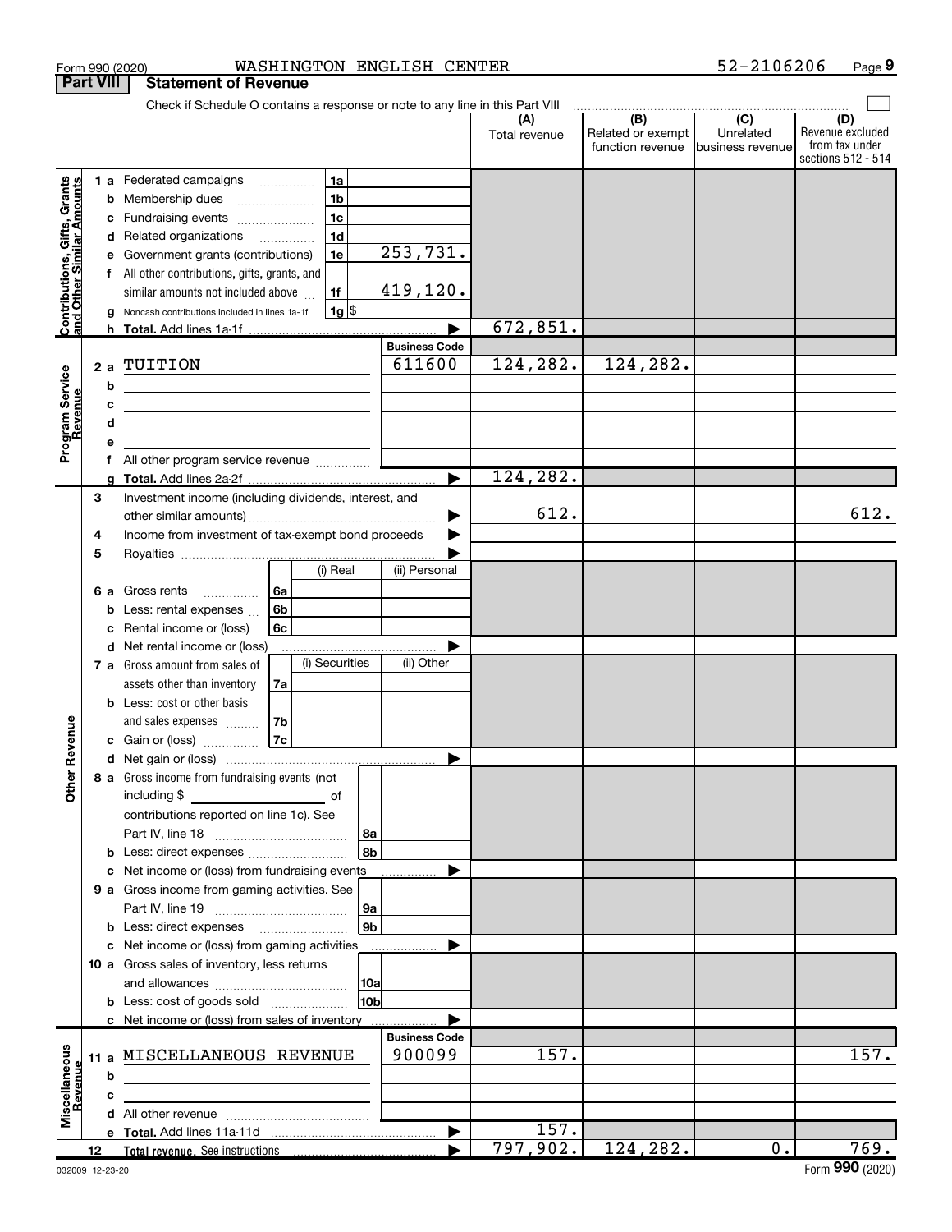Form 990 (2020) WASHINGTON ENGLISH CENTER 52-2106206

## Part VIII Statement of Revenue

Check if Schedule O contains a response or note to any line in this Part VIII

| | | | (A) Total revenue | (B) Related or exempt function revenue | (C) Unrelated business revenue | (D) Revenue excluded from tax under sections 512 - 514 |
|---|---|---|---|---|---|---|
| **Contributions, Gifts, Grants and Other Similar Amounts** | 1a Federated campaigns | 1a | | | | |
| | b Membership dues | 1b | | | | |
| | c Fundraising events | 1c | | | | |
| | d Related organizations | 1d | | | | |
| | e Government grants (contributions) | 1e 253,731. | | | | |
| | f All other contributions, gifts, grants, and similar amounts not included above | 1f 419,120. | | | | |
| | g Noncash contributions included in lines 1a-1f | 1g $ | | | | |
| | h Total. Add lines 1a-1f | | 672,851. | | | |
| **Program Service Revenue** | | Business Code | | | | |
| | 2a TUITION | 611600 | 124,282. | 124,282. | | |
| | b | | | | | |
| | c | | | | | |
| | d | | | | | |
| | e | | | | | |
| | f All other program service revenue | | | | | |
| | g Total. Add lines 2a-2f | | 124,282. | | | |
| **Other Revenue** | 3 Investment income (including dividends, interest, and other similar amounts) | | 612. | | | 612. |
| | 4 Income from investment of tax-exempt bond proceeds | | | | | |
| | 5 Royalties | | | | | |
| | 6a Gross rents — 6a (i) Real / (ii) Personal | | | | | |
| | b Less: rental expenses — 6b | | | | | |
| | c Rental income or (loss) — 6c | | | | | |
| | d Net rental income or (loss) | | | | | |
| | 7a Gross amount from sales of assets other than inventory — 7a (i) Securities / (ii) Other | | | | | |
| | b Less: cost or other basis and sales expenses — 7b | | | | | |
| | c Gain or (loss) — 7c | | | | | |
| | d Net gain or (loss) | | | | | |
| | 8a Gross income from fundraising events (not including $ of contributions reported on line 1c). See Part IV, line 18 | 8a | | | | |
| | b Less: direct expenses | 8b | | | | |
| | c Net income or (loss) from fundraising events | | | | | |
| | 9a Gross income from gaming activities. See Part IV, line 19 | 9a | | | | |
| | b Less: direct expenses | 9b | | | | |
| | c Net income or (loss) from gaming activities | | | | | |
| | 10a Gross sales of inventory, less returns and allowances | 10a | | | | |
| | b Less: cost of goods sold | 10b | | | | |
| | c Net income or (loss) from sales of inventory | | | | | |
| **Miscellaneous Revenue** | | Business Code | | | | |
| | 11a MISCELLANEOUS REVENUE | 900099 | 157. | | | 157. |
| | b | | | | | |
| | c | | | | | |
| | d All other revenue | | | | | |
| | e Total. Add lines 11a-11d | | 157. | | | |
| | 12 Total revenue. See instructions | | 797,902. | 124,282. | 0. | 769. |

032009 12-23-20 Form **990** (2020)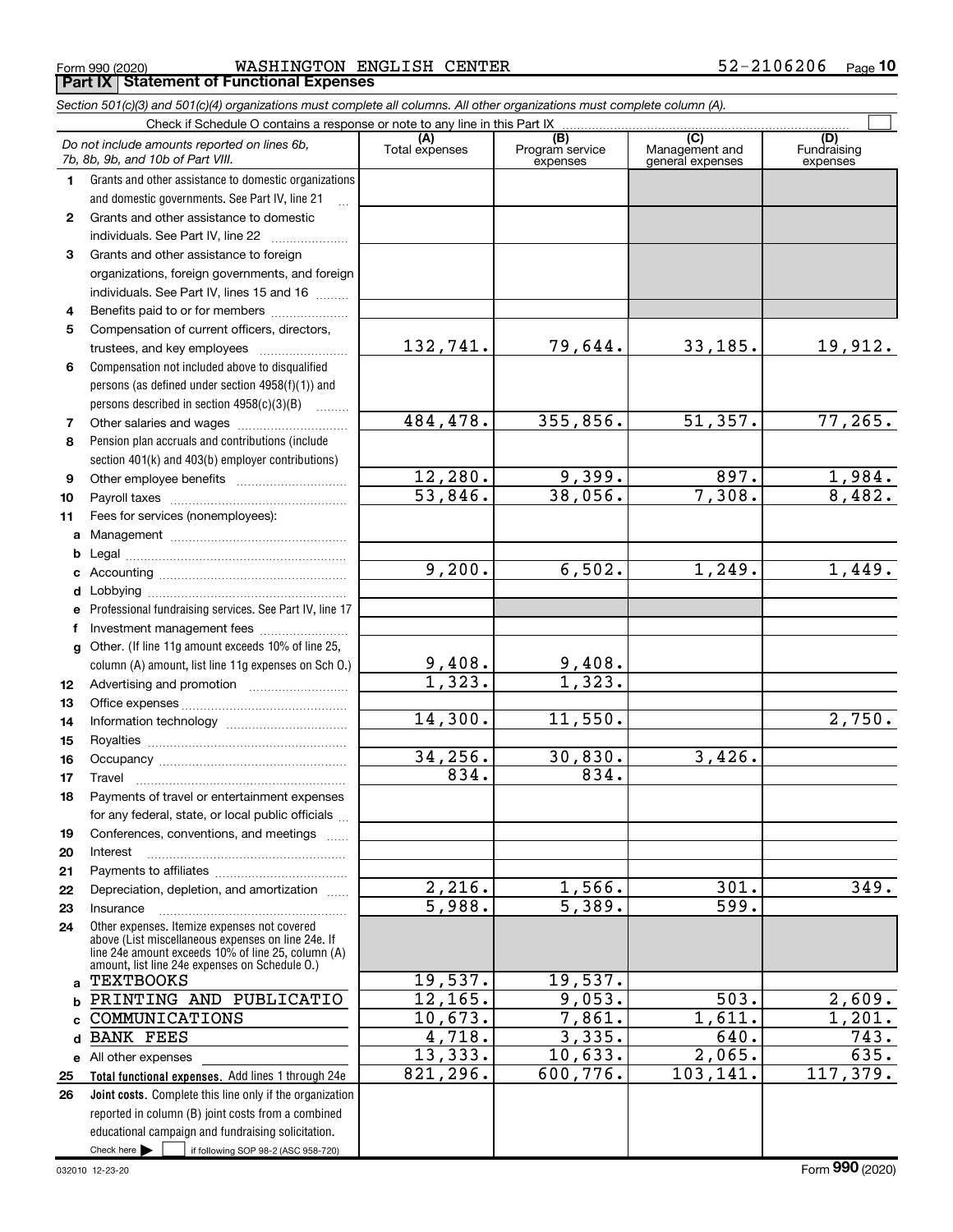Form 990 (2020) WASHINGTON ENGLISH CENTER 52-2106206

## Part IX Statement of Functional Expenses

*Section 501(c)(3) and 501(c)(4) organizations must complete all columns. All other organizations must complete column (A).*

Check if Schedule O contains a response or note to any line in this Part IX ☐

| | *Do not include amounts reported on lines 6b, 7b, 8b, 9b, and 10b of Part VIII.* | (A) Total expenses | (B) Program service expenses | (C) Management and general expenses | (D) Fundraising expenses |
|---|---|---|---|---|---|
| 1 | Grants and other assistance to domestic organizations and domestic governments. See Part IV, line 21 | | | | |
| 2 | Grants and other assistance to domestic individuals. See Part IV, line 22 | | | | |
| 3 | Grants and other assistance to foreign organizations, foreign governments, and foreign individuals. See Part IV, lines 15 and 16 | | | | |
| 4 | Benefits paid to or for members | | | | |
| 5 | Compensation of current officers, directors, trustees, and key employees | 132,741. | 79,644. | 33,185. | 19,912. |
| 6 | Compensation not included above to disqualified persons (as defined under section 4958(f)(1)) and persons described in section 4958(c)(3)(B) | | | | |
| 7 | Other salaries and wages | 484,478. | 355,856. | 51,357. | 77,265. |
| 8 | Pension plan accruals and contributions (include section 401(k) and 403(b) employer contributions) | | | | |
| 9 | Other employee benefits | 12,280. | 9,399. | 897. | 1,984. |
| 10 | Payroll taxes | 53,846. | 38,056. | 7,308. | 8,482. |
| 11 | Fees for services (nonemployees): | | | | |
| a | Management | | | | |
| b | Legal | | | | |
| c | Accounting | 9,200. | 6,502. | 1,249. | 1,449. |
| d | Lobbying | | | | |
| e | Professional fundraising services. See Part IV, line 17 | | | | |
| f | Investment management fees | | | | |
| g | Other. (If line 11g amount exceeds 10% of line 25, column (A) amount, list line 11g expenses on Sch O.) | 9,408. | 9,408. | | |
| 12 | Advertising and promotion | 1,323. | 1,323. | | |
| 13 | Office expenses | | | | |
| 14 | Information technology | 14,300. | 11,550. | | 2,750. |
| 15 | Royalties | | | | |
| 16 | Occupancy | 34,256. | 30,830. | 3,426. | |
| 17 | Travel | 834. | 834. | | |
| 18 | Payments of travel or entertainment expenses for any federal, state, or local public officials | | | | |
| 19 | Conferences, conventions, and meetings | | | | |
| 20 | Interest | | | | |
| 21 | Payments to affiliates | | | | |
| 22 | Depreciation, depletion, and amortization | 2,216. | 1,566. | 301. | 349. |
| 23 | Insurance | 5,988. | 5,389. | 599. | |
| 24 | Other expenses. Itemize expenses not covered above (List miscellaneous expenses on line 24e. If line 24e amount exceeds 10% of line 25, column (A) amount, list line 24e expenses on Schedule O.) | | | | |
| a | TEXTBOOKS | 19,537. | 19,537. | | |
| b | PRINTING AND PUBLICATIO | 12,165. | 9,053. | 503. | 2,609. |
| c | COMMUNICATIONS | 10,673. | 7,861. | 1,611. | 1,201. |
| d | BANK FEES | 4,718. | 3,335. | 640. | 743. |
| e | All other expenses | 13,333. | 10,633. | 2,065. | 635. |
| 25 | **Total functional expenses.** Add lines 1 through 24e | 821,296. | 600,776. | 103,141. | 117,379. |
| 26 | **Joint costs.** Complete this line only if the organization reported in column (B) joint costs from a combined educational campaign and fundraising solicitation. Check here ☐ if following SOP 98-2 (ASC 958-720) | | | | |

032010 12-23-20 Form **990** (2020)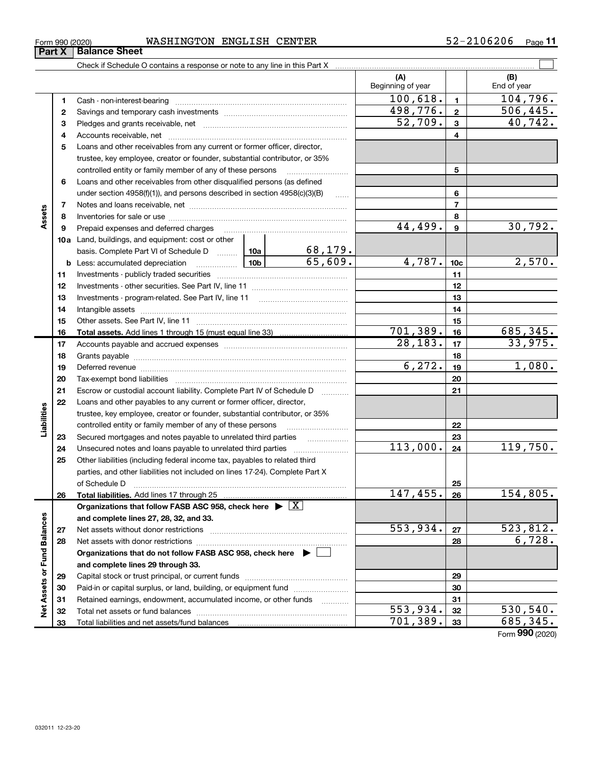Form 990 (2020) WASHINGTON ENGLISH CENTER 52-2106206

## Part X Balance Sheet

Check if Schedule O contains a response or note to any line in this Part X

| | | Description | | | (A) Beginning of year | | (B) End of year |
|---|---|---|---|---|---|---|---|
| Assets | 1 | Cash - non-interest-bearing | | | 100,618. | 1 | 104,796. |
| | 2 | Savings and temporary cash investments | | | 498,776. | 2 | 506,445. |
| | 3 | Pledges and grants receivable, net | | | 52,709. | 3 | 40,742. |
| | 4 | Accounts receivable, net | | | | 4 | |
| | 5 | Loans and other receivables from any current or former officer, director, trustee, key employee, creator or founder, substantial contributor, or 35% controlled entity or family member of any of these persons | | | | 5 | |
| | 6 | Loans and other receivables from other disqualified persons (as defined under section 4958(f)(1)), and persons described in section 4958(c)(3)(B) | | | | 6 | |
| | 7 | Notes and loans receivable, net | | | | 7 | |
| | 8 | Inventories for sale or use | | | | 8 | |
| | 9 | Prepaid expenses and deferred charges | | | 44,499. | 9 | 30,792. |
| | 10a | Land, buildings, and equipment: cost or other basis. Complete Part VI of Schedule D | 10a | 68,179. | | | |
| | b | Less: accumulated depreciation | 10b | 65,609. | 4,787. | 10c | 2,570. |
| | 11 | Investments - publicly traded securities | | | | 11 | |
| | 12 | Investments - other securities. See Part IV, line 11 | | | | 12 | |
| | 13 | Investments - program-related. See Part IV, line 11 | | | | 13 | |
| | 14 | Intangible assets | | | | 14 | |
| | 15 | Other assets. See Part IV, line 11 | | | | 15 | |
| | 16 | **Total assets.** Add lines 1 through 15 (must equal line 33) | | | 701,389. | 16 | 685,345. |
| Liabilities | 17 | Accounts payable and accrued expenses | | | 28,183. | 17 | 33,975. |
| | 18 | Grants payable | | | | 18 | |
| | 19 | Deferred revenue | | | 6,272. | 19 | 1,080. |
| | 20 | Tax-exempt bond liabilities | | | | 20 | |
| | 21 | Escrow or custodial account liability. Complete Part IV of Schedule D | | | | 21 | |
| | 22 | Loans and other payables to any current or former officer, director, trustee, key employee, creator or founder, substantial contributor, or 35% controlled entity or family member of any of these persons | | | | 22 | |
| | 23 | Secured mortgages and notes payable to unrelated third parties | | | | 23 | |
| | 24 | Unsecured notes and loans payable to unrelated third parties | | | 113,000. | 24 | 119,750. |
| | 25 | Other liabilities (including federal income tax, payables to related third parties, and other liabilities not included on lines 17-24). Complete Part X of Schedule D | | | | 25 | |
| | 26 | **Total liabilities.** Add lines 17 through 25 | | | 147,455. | 26 | 154,805. |
| Net Assets or Fund Balances | | **Organizations that follow FASB ASC 958, check here** ▶ [X] **and complete lines 27, 28, 32, and 33.** | | | | | |
| | 27 | Net assets without donor restrictions | | | 553,934. | 27 | 523,812. |
| | 28 | Net assets with donor restrictions | | | | 28 | 6,728. |
| | | **Organizations that do not follow FASB ASC 958, check here** ▶ [ ] **and complete lines 29 through 33.** | | | | | |
| | 29 | Capital stock or trust principal, or current funds | | | | 29 | |
| | 30 | Paid-in or capital surplus, or land, building, or equipment fund | | | | 30 | |
| | 31 | Retained earnings, endowment, accumulated income, or other funds | | | | 31 | |
| | 32 | Total net assets or fund balances | | | 553,934. | 32 | 530,540. |
| | 33 | Total liabilities and net assets/fund balances | | | 701,389. | 33 | 685,345. |

Form **990** (2020)

032011 12-23-20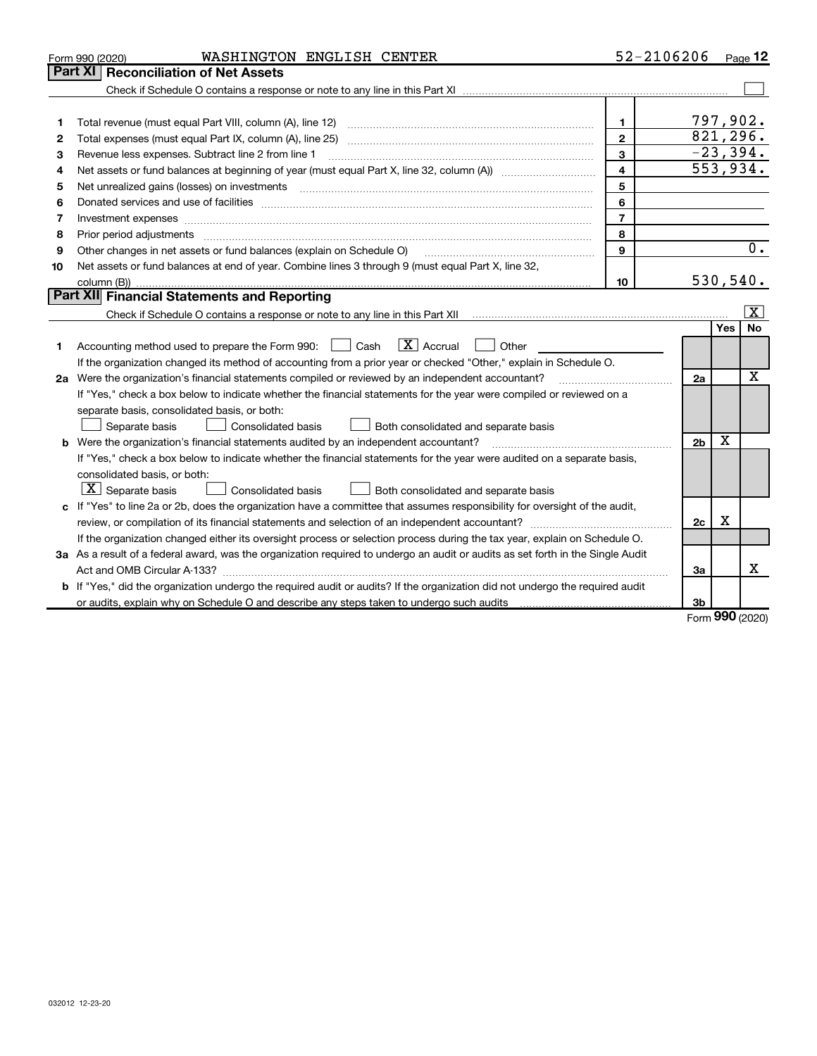Form 990 (2020) WASHINGTON ENGLISH CENTER 52-2106206

## Part XI Reconciliation of Net Assets

Check if Schedule O contains a response or note to any line in this Part XI ☐

| | | | |
|---|---|---|---|
| 1 | Total revenue (must equal Part VIII, column (A), line 12) | 1 | 797,902. |
| 2 | Total expenses (must equal Part IX, column (A), line 25) | 2 | 821,296. |
| 3 | Revenue less expenses. Subtract line 2 from line 1 | 3 | -23,394. |
| 4 | Net assets or fund balances at beginning of year (must equal Part X, line 32, column (A)) | 4 | 553,934. |
| 5 | Net unrealized gains (losses) on investments | 5 | |
| 6 | Donated services and use of facilities | 6 | |
| 7 | Investment expenses | 7 | |
| 8 | Prior period adjustments | 8 | |
| 9 | Other changes in net assets or fund balances (explain on Schedule O) | 9 | 0. |
| 10 | Net assets or fund balances at end of year. Combine lines 3 through 9 (must equal Part X, line 32, column (B)) | 10 | 530,540. |

## Part XII Financial Statements and Reporting

Check if Schedule O contains a response or note to any line in this Part XII ☒

| | | | Yes | No |
|---|---|---|---|---|
| 1 | Accounting method used to prepare the Form 990: ☐ Cash ☒ Accrual ☐ Other<br>If the organization changed its method of accounting from a prior year or checked "Other," explain in Schedule O. | | | |
| 2a | Were the organization's financial statements compiled or reviewed by an independent accountant?<br>If "Yes," check a box below to indicate whether the financial statements for the year were compiled or reviewed on a separate basis, consolidated basis, or both:<br>☐ Separate basis ☐ Consolidated basis ☐ Both consolidated and separate basis | 2a | | X |
| b | Were the organization's financial statements audited by an independent accountant?<br>If "Yes," check a box below to indicate whether the financial statements for the year were audited on a separate basis, consolidated basis, or both:<br>☒ Separate basis ☐ Consolidated basis ☐ Both consolidated and separate basis | 2b | X | |
| c | If "Yes" to line 2a or 2b, does the organization have a committee that assumes responsibility for oversight of the audit, review, or compilation of its financial statements and selection of an independent accountant?<br>If the organization changed either its oversight process or selection process during the tax year, explain on Schedule O. | 2c | X | |
| 3a | As a result of a federal award, was the organization required to undergo an audit or audits as set forth in the Single Audit Act and OMB Circular A-133? | 3a | | X |
| b | If "Yes," did the organization undergo the required audit or audits? If the organization did not undergo the required audit or audits, explain why on Schedule O and describe any steps taken to undergo such audits | 3b | | |

Form 990 (2020)

032012 12-23-20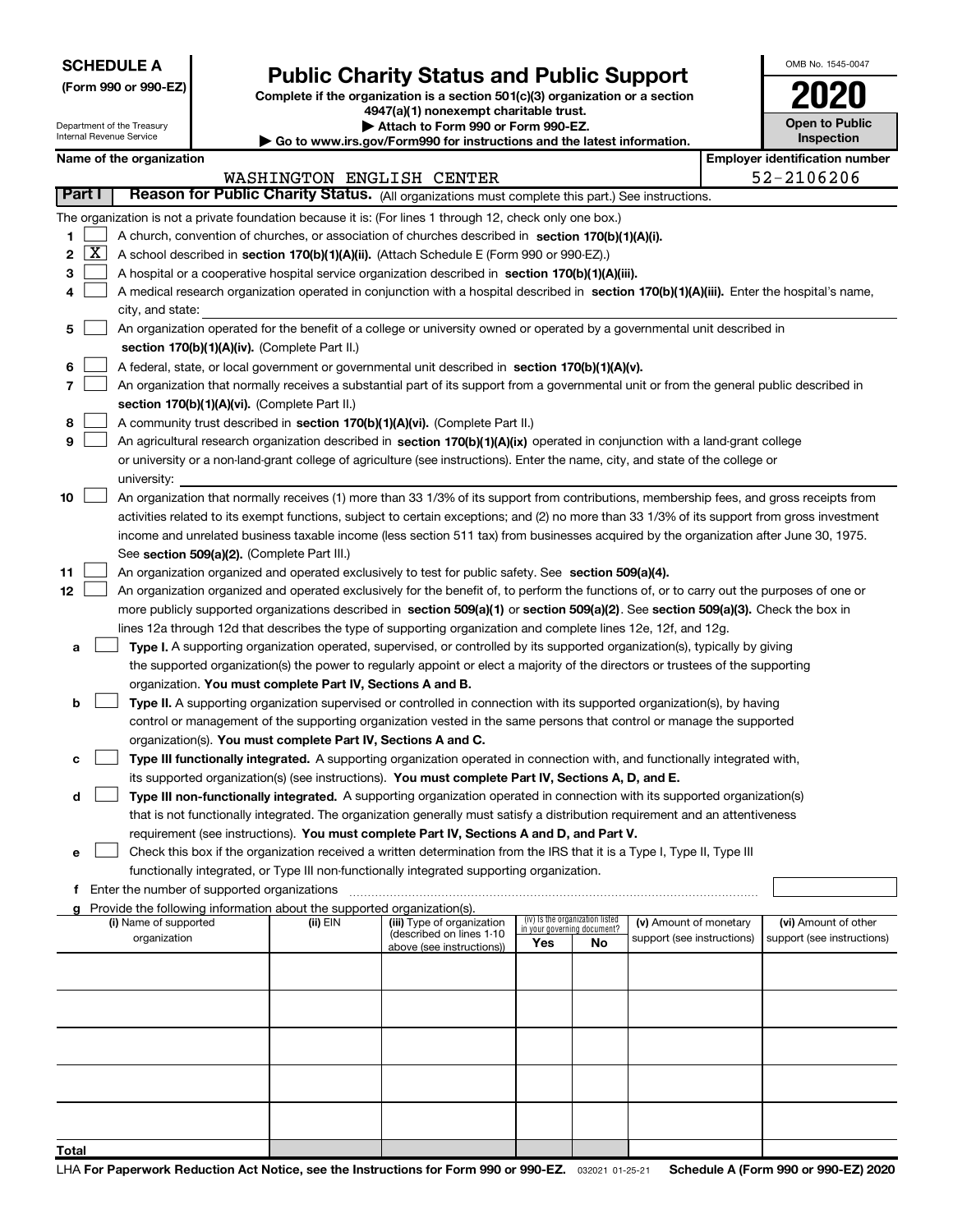**SCHEDULE A**
**(Form 990 or 990-EZ)**

Department of the Treasury
Internal Revenue Service

# Public Charity Status and Public Support

**Complete if the organization is a section 501(c)(3) organization or a section 4947(a)(1) nonexempt charitable trust.**
**▶ Attach to Form 990 or Form 990-EZ.**
**▶ Go to www.irs.gov/Form990 for instructions and the latest information.**

OMB No. 1545-0047
**2020**
**Open to Public Inspection**

**Name of the organization**
WASHINGTON ENGLISH CENTER

**Employer identification number**
52-2106206

## Part I Reason for Public Charity Status. (All organizations must complete this part.) See instructions.

The organization is not a private foundation because it is: (For lines 1 through 12, check only one box.)

1 [ ] A church, convention of churches, or association of churches described in **section 170(b)(1)(A)(i).**

2 [X] A school described in **section 170(b)(1)(A)(ii).** (Attach Schedule E (Form 990 or 990-EZ).)

3 [ ] A hospital or a cooperative hospital service organization described in **section 170(b)(1)(A)(iii).**

4 [ ] A medical research organization operated in conjunction with a hospital described in **section 170(b)(1)(A)(iii).** Enter the hospital's name, city, and state:

5 [ ] An organization operated for the benefit of a college or university owned or operated by a governmental unit described in **section 170(b)(1)(A)(iv).** (Complete Part II.)

6 [ ] A federal, state, or local government or governmental unit described in **section 170(b)(1)(A)(v).**

7 [ ] An organization that normally receives a substantial part of its support from a governmental unit or from the general public described in **section 170(b)(1)(A)(vi).** (Complete Part II.)

8 [ ] A community trust described in **section 170(b)(1)(A)(vi).** (Complete Part II.)

9 [ ] An agricultural research organization described in **section 170(b)(1)(A)(ix)** operated in conjunction with a land-grant college or university or a non-land-grant college of agriculture (see instructions). Enter the name, city, and state of the college or university:

10 [ ] An organization that normally receives (1) more than 33 1/3% of its support from contributions, membership fees, and gross receipts from activities related to its exempt functions, subject to certain exceptions; and (2) no more than 33 1/3% of its support from gross investment income and unrelated business taxable income (less section 511 tax) from businesses acquired by the organization after June 30, 1975. See **section 509(a)(2).** (Complete Part III.)

11 [ ] An organization organized and operated exclusively to test for public safety. See **section 509(a)(4).**

12 [ ] An organization organized and operated exclusively for the benefit of, to perform the functions of, or to carry out the purposes of one or more publicly supported organizations described in **section 509(a)(1)** or **section 509(a)(2).** See **section 509(a)(3).** Check the box in lines 12a through 12d that describes the type of supporting organization and complete lines 12e, 12f, and 12g.

a [ ] **Type I.** A supporting organization operated, supervised, or controlled by its supported organization(s), typically by giving the supported organization(s) the power to regularly appoint or elect a majority of the directors or trustees of the supporting organization. **You must complete Part IV, Sections A and B.**

b [ ] **Type II.** A supporting organization supervised or controlled in connection with its supported organization(s), by having control or management of the supporting organization vested in the same persons that control or manage the supported organization(s). **You must complete Part IV, Sections A and C.**

c [ ] **Type III functionally integrated.** A supporting organization operated in connection with, and functionally integrated with, its supported organization(s) (see instructions). **You must complete Part IV, Sections A, D, and E.**

d [ ] **Type III non-functionally integrated.** A supporting organization operated in connection with its supported organization(s) that is not functionally integrated. The organization generally must satisfy a distribution requirement and an attentiveness requirement (see instructions). **You must complete Part IV, Sections A and D, and Part V.**

e [ ] Check this box if the organization received a written determination from the IRS that it is a Type I, Type II, Type III functionally integrated, or Type III non-functionally integrated supporting organization.

f Enter the number of supported organizations

g Provide the following information about the supported organization(s).

| (i) Name of supported organization | (ii) EIN | (iii) Type of organization (described on lines 1-10 above (see instructions)) | (iv) Is the organization listed in your governing document? Yes | No | (v) Amount of monetary support (see instructions) | (vi) Amount of other support (see instructions) |
|---|---|---|---|---|---|---|
| | | | | | | |
| | | | | | | |
| | | | | | | |
| | | | | | | |
| | | | | | | |
| **Total** | | | | | | |

LHA **For Paperwork Reduction Act Notice, see the Instructions for Form 990 or 990-EZ.** 032021 01-25-21 **Schedule A (Form 990 or 990-EZ) 2020**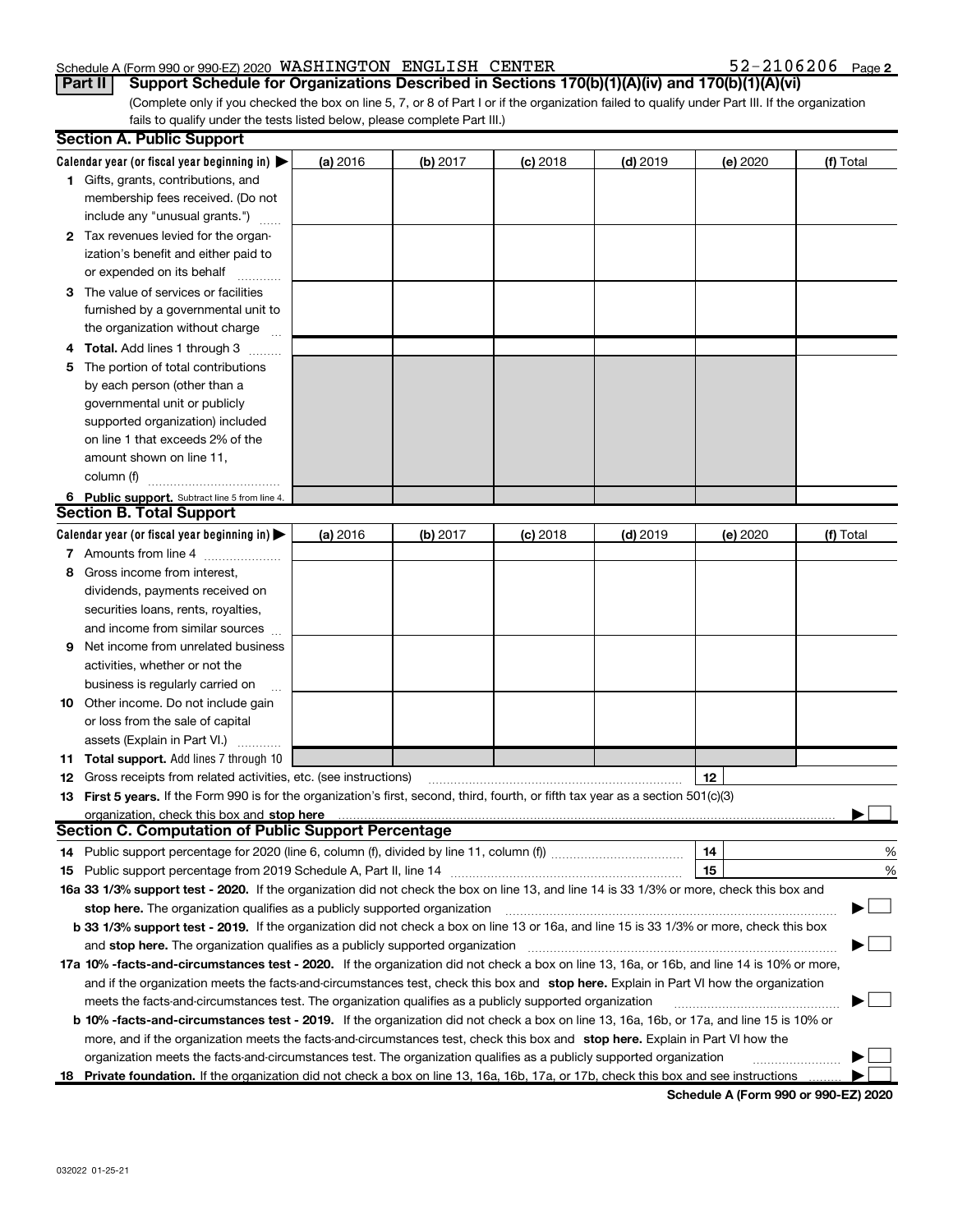Schedule A (Form 990 or 990-EZ) 2020 WASHINGTON ENGLISH CENTER 52-2106206 Page 2

**Part II Support Schedule for Organizations Described in Sections 170(b)(1)(A)(iv) and 170(b)(1)(A)(vi)**

(Complete only if you checked the box on line 5, 7, or 8 of Part I or if the organization failed to qualify under Part III. If the organization fails to qualify under the tests listed below, please complete Part III.)

## Section A. Public Support

| Calendar year (or fiscal year beginning in) ▶ | (a) 2016 | (b) 2017 | (c) 2018 | (d) 2019 | (e) 2020 | (f) Total |
|---|---|---|---|---|---|---|
| **1** Gifts, grants, contributions, and membership fees received. (Do not include any "unusual grants.") | | | | | | |
| **2** Tax revenues levied for the organization's benefit and either paid to or expended on its behalf | | | | | | |
| **3** The value of services or facilities furnished by a governmental unit to the organization without charge | | | | | | |
| **4 Total.** Add lines 1 through 3 | | | | | | |
| **5** The portion of total contributions by each person (other than a governmental unit or publicly supported organization) included on line 1 that exceeds 2% of the amount shown on line 11, column (f) | | | | | | |
| **6 Public support.** Subtract line 5 from line 4. | | | | | | |

## Section B. Total Support

| Calendar year (or fiscal year beginning in) ▶ | (a) 2016 | (b) 2017 | (c) 2018 | (d) 2019 | (e) 2020 | (f) Total |
|---|---|---|---|---|---|---|
| **7** Amounts from line 4 | | | | | | |
| **8** Gross income from interest, dividends, payments received on securities loans, rents, royalties, and income from similar sources | | | | | | |
| **9** Net income from unrelated business activities, whether or not the business is regularly carried on | | | | | | |
| **10** Other income. Do not include gain or loss from the sale of capital assets (Explain in Part VI.) | | | | | | |
| **11 Total support.** Add lines 7 through 10 | | | | | | |

**12** Gross receipts from related activities, etc. (see instructions) **12**

**13 First 5 years.** If the Form 990 is for the organization's first, second, third, fourth, or fifth tax year as a section 501(c)(3) organization, check this box and **stop here** ▶ ☐

## Section C. Computation of Public Support Percentage

**14** Public support percentage for 2020 (line 6, column (f), divided by line 11, column (f)) **14** %

**15** Public support percentage from 2019 Schedule A, Part II, line 14 **15** %

**16a 33 1/3% support test - 2020.** If the organization did not check the box on line 13, and line 14 is 33 1/3% or more, check this box and **stop here.** The organization qualifies as a publicly supported organization ▶ ☐

**b 33 1/3% support test - 2019.** If the organization did not check a box on line 13 or 16a, and line 15 is 33 1/3% or more, check this box and **stop here.** The organization qualifies as a publicly supported organization ▶ ☐

**17a 10% -facts-and-circumstances test - 2020.** If the organization did not check a box on line 13, 16a, or 16b, and line 14 is 10% or more, and if the organization meets the facts-and-circumstances test, check this box and **stop here.** Explain in Part VI how the organization meets the facts-and-circumstances test. The organization qualifies as a publicly supported organization ▶ ☐

**b 10% -facts-and-circumstances test - 2019.** If the organization did not check a box on line 13, 16a, 16b, or 17a, and line 15 is 10% or more, and if the organization meets the facts-and-circumstances test, check this box and **stop here.** Explain in Part VI how the organization meets the facts-and-circumstances test. The organization qualifies as a publicly supported organization ▶ ☐

**18 Private foundation.** If the organization did not check a box on line 13, 16a, 16b, 17a, or 17b, check this box and see instructions ▶ ☐

**Schedule A (Form 990 or 990-EZ) 2020**

032022 01-25-21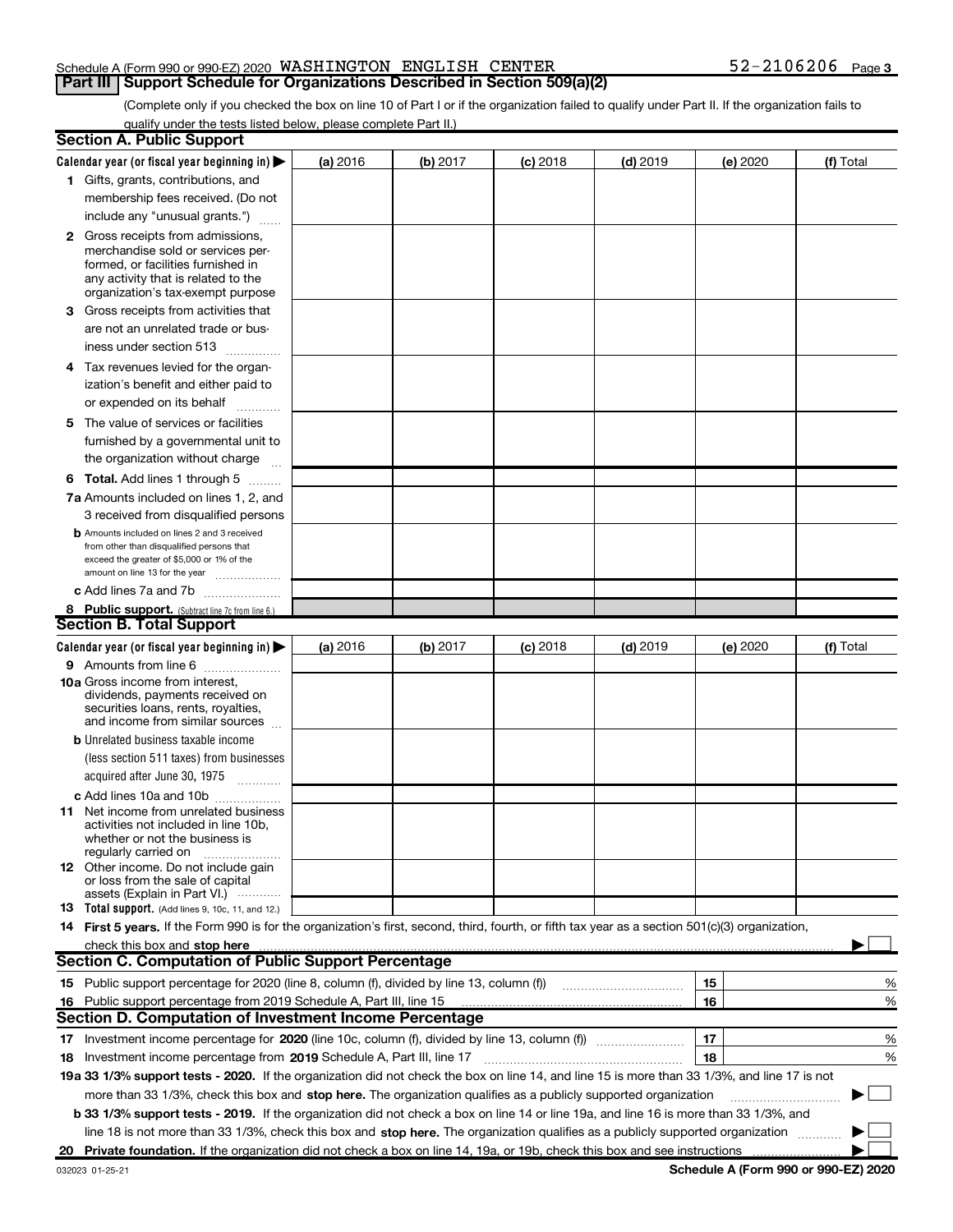Schedule A (Form 990 or 990-EZ) 2020 WASHINGTON ENGLISH CENTER 52-2106206 Page 3

## Part III Support Schedule for Organizations Described in Section 509(a)(2)

(Complete only if you checked the box on line 10 of Part I or if the organization failed to qualify under Part II. If the organization fails to qualify under the tests listed below, please complete Part II.)

### Section A. Public Support

| Calendar year (or fiscal year beginning in) ▶ | (a) 2016 | (b) 2017 | (c) 2018 | (d) 2019 | (e) 2020 | (f) Total |
|---|---|---|---|---|---|---|
| 1 Gifts, grants, contributions, and membership fees received. (Do not include any "unusual grants.") | | | | | | |
| 2 Gross receipts from admissions, merchandise sold or services performed, or facilities furnished in any activity that is related to the organization's tax-exempt purpose | | | | | | |
| 3 Gross receipts from activities that are not an unrelated trade or business under section 513 | | | | | | |
| 4 Tax revenues levied for the organization's benefit and either paid to or expended on its behalf | | | | | | |
| 5 The value of services or facilities furnished by a governmental unit to the organization without charge | | | | | | |
| 6 **Total.** Add lines 1 through 5 | | | | | | |
| 7a Amounts included on lines 1, 2, and 3 received from disqualified persons | | | | | | |
| b Amounts included on lines 2 and 3 received from other than disqualified persons that exceed the greater of $5,000 or 1% of the amount on line 13 for the year | | | | | | |
| c Add lines 7a and 7b | | | | | | |
| 8 **Public support.** (Subtract line 7c from line 6.) | | | | | | |

### Section B. Total Support

| Calendar year (or fiscal year beginning in) ▶ | (a) 2016 | (b) 2017 | (c) 2018 | (d) 2019 | (e) 2020 | (f) Total |
|---|---|---|---|---|---|---|
| 9 Amounts from line 6 | | | | | | |
| 10a Gross income from interest, dividends, payments received on securities loans, rents, royalties, and income from similar sources | | | | | | |
| b Unrelated business taxable income (less section 511 taxes) from businesses acquired after June 30, 1975 | | | | | | |
| c Add lines 10a and 10b | | | | | | |
| 11 Net income from unrelated business activities not included in line 10b, whether or not the business is regularly carried on | | | | | | |
| 12 Other income. Do not include gain or loss from the sale of capital assets (Explain in Part VI.) | | | | | | |
| 13 **Total support.** (Add lines 9, 10c, 11, and 12.) | | | | | | |

14 **First 5 years.** If the Form 990 is for the organization's first, second, third, fourth, or fifth tax year as a section 501(c)(3) organization, check this box and **stop here** ▶ ☐

### Section C. Computation of Public Support Percentage

| | | | |
|---|---|---|---|
| 15 | Public support percentage for 2020 (line 8, column (f), divided by line 13, column (f)) | 15 | % |
| 16 | Public support percentage from 2019 Schedule A, Part III, line 15 | 16 | % |

### Section D. Computation of Investment Income Percentage

| | | | |
|---|---|---|---|
| 17 | Investment income percentage for **2020** (line 10c, column (f), divided by line 13, column (f)) | 17 | % |
| 18 | Investment income percentage from **2019** Schedule A, Part III, line 17 | 18 | % |

**19a 33 1/3% support tests - 2020.** If the organization did not check the box on line 14, and line 15 is more than 33 1/3%, and line 17 is not more than 33 1/3%, check this box and **stop here.** The organization qualifies as a publicly supported organization ▶ ☐

**b 33 1/3% support tests - 2019.** If the organization did not check a box on line 14 or line 19a, and line 16 is more than 33 1/3%, and line 18 is not more than 33 1/3%, check this box and **stop here.** The organization qualifies as a publicly supported organization ▶ ☐

**20 Private foundation.** If the organization did not check a box on line 14, 19a, or 19b, check this box and see instructions ▶ ☐

032023 01-25-21 **Schedule A (Form 990 or 990-EZ) 2020**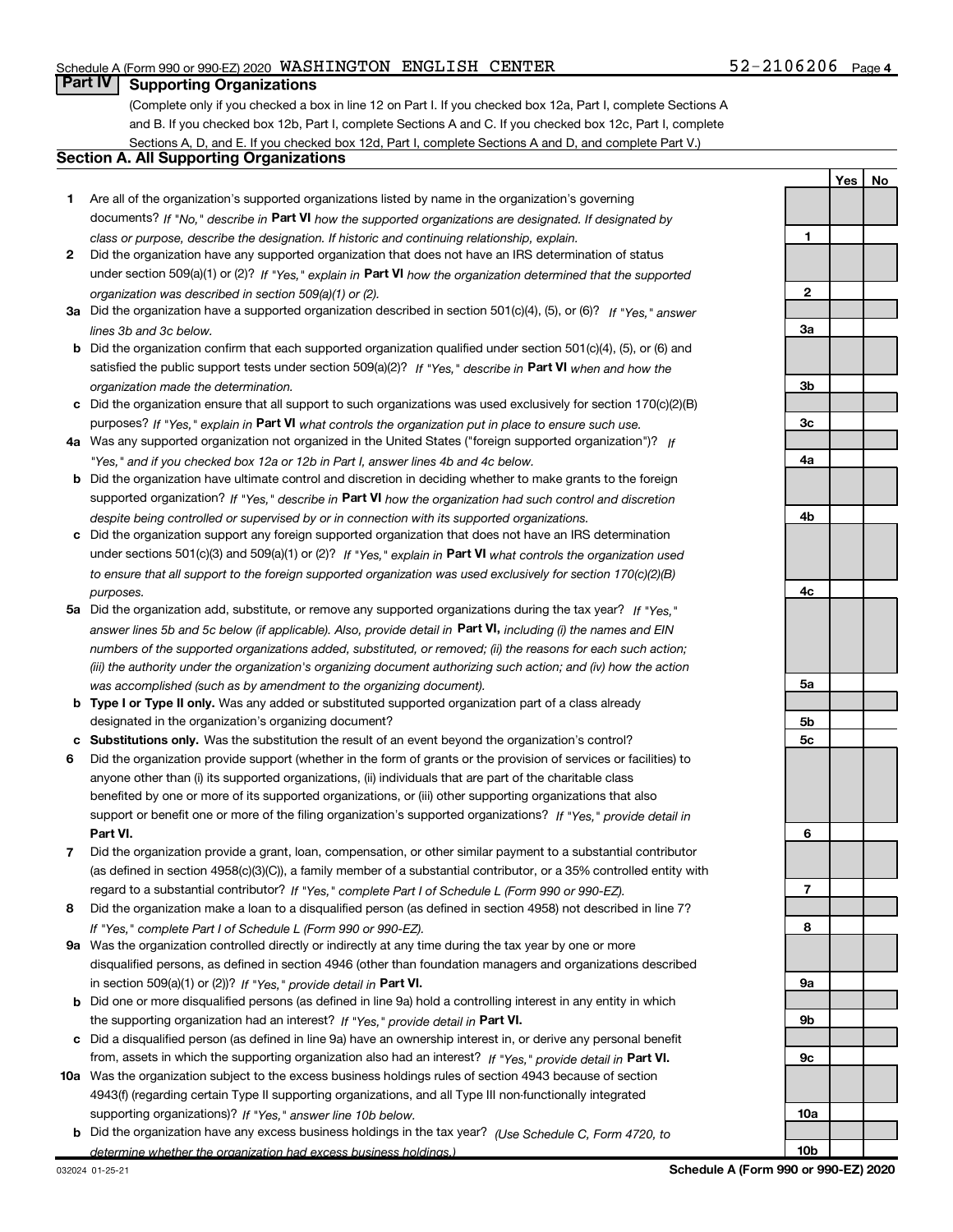Schedule A (Form 990 or 990-EZ) 2020 WASHINGTON ENGLISH CENTER 52-2106206 Page 4

## Part IV Supporting Organizations

(Complete only if you checked a box in line 12 on Part I. If you checked box 12a, Part I, complete Sections A and B. If you checked box 12b, Part I, complete Sections A and C. If you checked box 12c, Part I, complete Sections A, D, and E. If you checked box 12d, Part I, complete Sections A and D, and complete Part V.)

### Section A. All Supporting Organizations

| | | Line | Yes | No |
|---|---|---|---|---|
| **1** | Are all of the organization's supported organizations listed by name in the organization's governing documents? *If "No," describe in* **Part VI** *how the supported organizations are designated. If designated by class or purpose, describe the designation. If historic and continuing relationship, explain.* | 1 | | |
| **2** | Did the organization have any supported organization that does not have an IRS determination of status under section 509(a)(1) or (2)? *If "Yes," explain in* **Part VI** *how the organization determined that the supported organization was described in section 509(a)(1) or (2).* | 2 | | |
| **3a** | Did the organization have a supported organization described in section 501(c)(4), (5), or (6)? *If "Yes," answer lines 3b and 3c below.* | 3a | | |
| **b** | Did the organization confirm that each supported organization qualified under section 501(c)(4), (5), or (6) and satisfied the public support tests under section 509(a)(2)? *If "Yes," describe in* **Part VI** *when and how the organization made the determination.* | 3b | | |
| **c** | Did the organization ensure that all support to such organizations was used exclusively for section 170(c)(2)(B) purposes? *If "Yes," explain in* **Part VI** *what controls the organization put in place to ensure such use.* | 3c | | |
| **4a** | Was any supported organization not organized in the United States ("foreign supported organization")? *If "Yes," and if you checked box 12a or 12b in Part I, answer lines 4b and 4c below.* | 4a | | |
| **b** | Did the organization have ultimate control and discretion in deciding whether to make grants to the foreign supported organization? *If "Yes," describe in* **Part VI** *how the organization had such control and discretion despite being controlled or supervised by or in connection with its supported organizations.* | 4b | | |
| **c** | Did the organization support any foreign supported organization that does not have an IRS determination under sections 501(c)(3) and 509(a)(1) or (2)? *If "Yes," explain in* **Part VI** *what controls the organization used to ensure that all support to the foreign supported organization was used exclusively for section 170(c)(2)(B) purposes.* | 4c | | |
| **5a** | Did the organization add, substitute, or remove any supported organizations during the tax year? *If "Yes," answer lines 5b and 5c below (if applicable). Also, provide detail in* **Part VI,** *including (i) the names and EIN numbers of the supported organizations added, substituted, or removed; (ii) the reasons for each such action; (iii) the authority under the organization's organizing document authorizing such action; and (iv) how the action was accomplished (such as by amendment to the organizing document).* | 5a | | |
| **b** | **Type I or Type II only.** Was any added or substituted supported organization part of a class already designated in the organization's organizing document? | 5b | | |
| **c** | **Substitutions only.** Was the substitution the result of an event beyond the organization's control? | 5c | | |
| **6** | Did the organization provide support (whether in the form of grants or the provision of services or facilities) to anyone other than (i) its supported organizations, (ii) individuals that are part of the charitable class benefited by one or more of its supported organizations, or (iii) other supporting organizations that also support or benefit one or more of the filing organization's supported organizations? *If "Yes," provide detail in* **Part VI.** | 6 | | |
| **7** | Did the organization provide a grant, loan, compensation, or other similar payment to a substantial contributor (as defined in section 4958(c)(3)(C)), a family member of a substantial contributor, or a 35% controlled entity with regard to a substantial contributor? *If "Yes," complete Part I of Schedule L (Form 990 or 990-EZ).* | 7 | | |
| **8** | Did the organization make a loan to a disqualified person (as defined in section 4958) not described in line 7? *If "Yes," complete Part I of Schedule L (Form 990 or 990-EZ).* | 8 | | |
| **9a** | Was the organization controlled directly or indirectly at any time during the tax year by one or more disqualified persons, as defined in section 4946 (other than foundation managers and organizations described in section 509(a)(1) or (2))? *If "Yes," provide detail in* **Part VI.** | 9a | | |
| **b** | Did one or more disqualified persons (as defined in line 9a) hold a controlling interest in any entity in which the supporting organization had an interest? *If "Yes," provide detail in* **Part VI.** | 9b | | |
| **c** | Did a disqualified person (as defined in line 9a) have an ownership interest in, or derive any personal benefit from, assets in which the supporting organization also had an interest? *If "Yes," provide detail in* **Part VI.** | 9c | | |
| **10a** | Was the organization subject to the excess business holdings rules of section 4943 because of section 4943(f) (regarding certain Type II supporting organizations, and all Type III non-functionally integrated supporting organizations)? *If "Yes," answer line 10b below.* | 10a | | |
| **b** | Did the organization have any excess business holdings in the tax year? *(Use Schedule C, Form 4720, to determine whether the organization had excess business holdings.)* | 10b | | |

032024 01-25-21 **Schedule A (Form 990 or 990-EZ) 2020**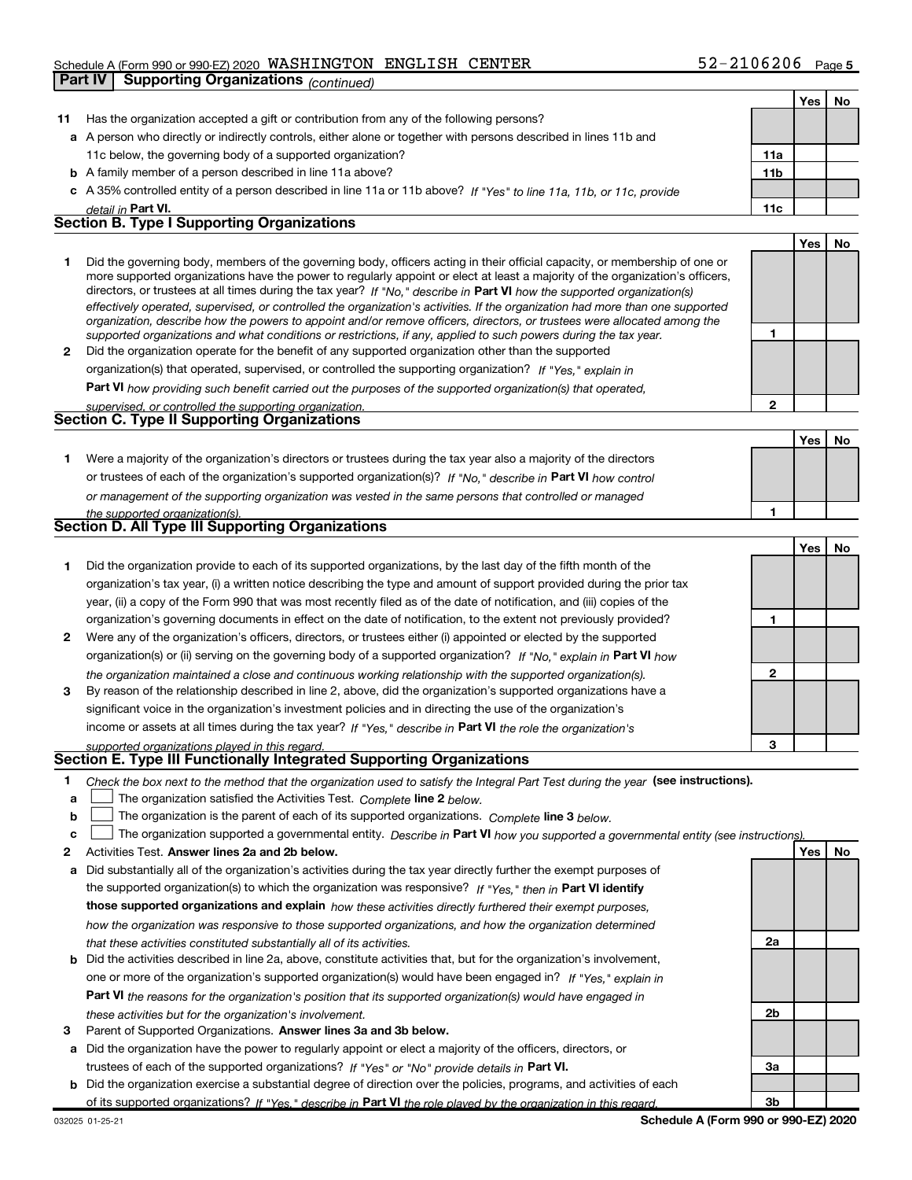Schedule A (Form 990 or 990-EZ) 2020 WASHINGTON ENGLISH CENTER 52-2106206 Page 5

**Part IV Supporting Organizations** *(continued)*

| | | | Yes | No |
|---|---|---|---|---|
| **11** | Has the organization accepted a gift or contribution from any of the following persons? | | | |
| **a** | A person who directly or indirectly controls, either alone or together with persons described in lines 11b and 11c below, the governing body of a supported organization? | **11a** | | |
| **b** | A family member of a person described in line 11a above? | **11b** | | |
| **c** | A 35% controlled entity of a person described in line 11a or 11b above? *If "Yes" to line 11a, 11b, or 11c, provide detail in* **Part VI.** | **11c** | | |

## Section B. Type I Supporting Organizations

| | | | Yes | No |
|---|---|---|---|---|
| **1** | Did the governing body, members of the governing body, officers acting in their official capacity, or membership of one or more supported organizations have the power to regularly appoint or elect at least a majority of the organization's officers, directors, or trustees at all times during the tax year? *If "No," describe in* **Part VI** *how the supported organization(s) effectively operated, supervised, or controlled the organization's activities. If the organization had more than one supported organization, describe how the powers to appoint and/or remove officers, directors, or trustees were allocated among the supported organizations and what conditions or restrictions, if any, applied to such powers during the tax year.* | **1** | | |
| **2** | Did the organization operate for the benefit of any supported organization other than the supported organization(s) that operated, supervised, or controlled the supporting organization? *If "Yes," explain in* **Part VI** *how providing such benefit carried out the purposes of the supported organization(s) that operated, supervised, or controlled the supporting organization.* | **2** | | |

## Section C. Type II Supporting Organizations

| | | | Yes | No |
|---|---|---|---|---|
| **1** | Were a majority of the organization's directors or trustees during the tax year also a majority of the directors or trustees of each of the organization's supported organization(s)? *If "No," describe in* **Part VI** *how control or management of the supporting organization was vested in the same persons that controlled or managed the supported organization(s).* | **1** | | |

## Section D. All Type III Supporting Organizations

| | | | Yes | No |
|---|---|---|---|---|
| **1** | Did the organization provide to each of its supported organizations, by the last day of the fifth month of the organization's tax year, (i) a written notice describing the type and amount of support provided during the prior tax year, (ii) a copy of the Form 990 that was most recently filed as of the date of notification, and (iii) copies of the organization's governing documents in effect on the date of notification, to the extent not previously provided? | **1** | | |
| **2** | Were any of the organization's officers, directors, or trustees either (i) appointed or elected by the supported organization(s) or (ii) serving on the governing body of a supported organization? *If "No," explain in* **Part VI** *how the organization maintained a close and continuous working relationship with the supported organization(s).* | **2** | | |
| **3** | By reason of the relationship described in line 2, above, did the organization's supported organizations have a significant voice in the organization's investment policies and in directing the use of the organization's income or assets at all times during the tax year? *If "Yes," describe in* **Part VI** *the role the organization's supported organizations played in this regard.* | **3** | | |

## Section E. Type III Functionally Integrated Supporting Organizations

**1** *Check the box next to the method that the organization used to satisfy the Integral Part Test during the year* **(see instructions).**

- **a** ☐ The organization satisfied the Activities Test. *Complete* **line 2** *below.*
- **b** ☐ The organization is the parent of each of its supported organizations. *Complete* **line 3** *below.*
- **c** ☐ The organization supported a governmental entity. *Describe in* **Part VI** *how you supported a governmental entity (see instructions).*

| | | | Yes | No |
|---|---|---|---|---|
| **2** | Activities Test. **Answer lines 2a and 2b below.** | | | |
| **a** | Did substantially all of the organization's activities during the tax year directly further the exempt purposes of the supported organization(s) to which the organization was responsive? *If "Yes," then in* **Part VI identify those supported organizations and explain** *how these activities directly furthered their exempt purposes, how the organization was responsive to those supported organizations, and how the organization determined that these activities constituted substantially all of its activities.* | **2a** | | |
| **b** | Did the activities described in line 2a, above, constitute activities that, but for the organization's involvement, one or more of the organization's supported organization(s) would have been engaged in? *If "Yes," explain in* **Part VI** *the reasons for the organization's position that its supported organization(s) would have engaged in these activities but for the organization's involvement.* | **2b** | | |
| **3** | Parent of Supported Organizations. **Answer lines 3a and 3b below.** | | | |
| **a** | Did the organization have the power to regularly appoint or elect a majority of the officers, directors, or trustees of each of the supported organizations? *If "Yes" or "No" provide details in* **Part VI.** | **3a** | | |
| **b** | Did the organization exercise a substantial degree of direction over the policies, programs, and activities of each of its supported organizations? *If "Yes," describe in* **Part VI** *the role played by the organization in this regard.* | **3b** | | |

032025 01-25-21 **Schedule A (Form 990 or 990-EZ) 2020**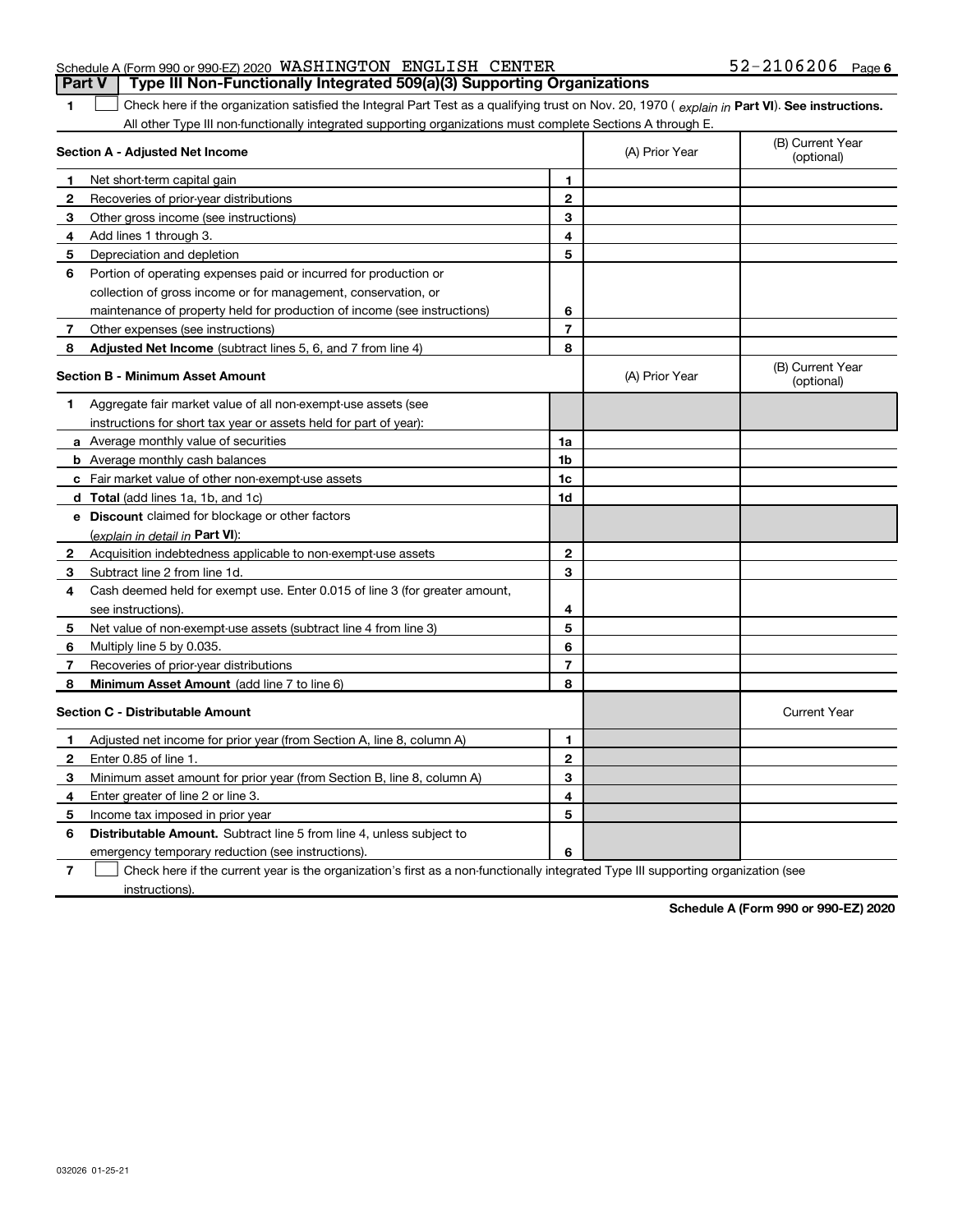Schedule A (Form 990 or 990-EZ) 2020 WASHINGTON ENGLISH CENTER 52-2106206 Page 6

## Part V Type III Non-Functionally Integrated 509(a)(3) Supporting Organizations

**1** ☐ Check here if the organization satisfied the Integral Part Test as a qualifying trust on Nov. 20, 1970 ( *explain in* **Part VI**). **See instructions.** All other Type III non-functionally integrated supporting organizations must complete Sections A through E.

| **Section A - Adjusted Net Income** | | | (A) Prior Year | (B) Current Year (optional) |
|---|---|---|---|---|
| 1 | Net short-term capital gain | 1 | | |
| 2 | Recoveries of prior-year distributions | 2 | | |
| 3 | Other gross income (see instructions) | 3 | | |
| 4 | Add lines 1 through 3. | 4 | | |
| 5 | Depreciation and depletion | 5 | | |
| 6 | Portion of operating expenses paid or incurred for production or collection of gross income or for management, conservation, or maintenance of property held for production of income (see instructions) | 6 | | |
| 7 | Other expenses (see instructions) | 7 | | |
| 8 | **Adjusted Net Income** (subtract lines 5, 6, and 7 from line 4) | 8 | | |

| **Section B - Minimum Asset Amount** | | | (A) Prior Year | (B) Current Year (optional) |
|---|---|---|---|---|
| 1 | Aggregate fair market value of all non-exempt-use assets (see instructions for short tax year or assets held for part of year): | | | |
| a | Average monthly value of securities | 1a | | |
| b | Average monthly cash balances | 1b | | |
| c | Fair market value of other non-exempt-use assets | 1c | | |
| d | **Total** (add lines 1a, 1b, and 1c) | 1d | | |
| e | **Discount** claimed for blockage or other factors (*explain in detail in* **Part VI**): | | | |
| 2 | Acquisition indebtedness applicable to non-exempt-use assets | 2 | | |
| 3 | Subtract line 2 from line 1d. | 3 | | |
| 4 | Cash deemed held for exempt use. Enter 0.015 of line 3 (for greater amount, see instructions). | 4 | | |
| 5 | Net value of non-exempt-use assets (subtract line 4 from line 3) | 5 | | |
| 6 | Multiply line 5 by 0.035. | 6 | | |
| 7 | Recoveries of prior-year distributions | 7 | | |
| 8 | **Minimum Asset Amount** (add line 7 to line 6) | 8 | | |

| **Section C - Distributable Amount** | | | | Current Year |
|---|---|---|---|---|
| 1 | Adjusted net income for prior year (from Section A, line 8, column A) | 1 | | |
| 2 | Enter 0.85 of line 1. | 2 | | |
| 3 | Minimum asset amount for prior year (from Section B, line 8, column A) | 3 | | |
| 4 | Enter greater of line 2 or line 3. | 4 | | |
| 5 | Income tax imposed in prior year | 5 | | |
| 6 | **Distributable Amount.** Subtract line 5 from line 4, unless subject to emergency temporary reduction (see instructions). | 6 | | |

**7** ☐ Check here if the current year is the organization's first as a non-functionally integrated Type III supporting organization (see instructions).

**Schedule A (Form 990 or 990-EZ) 2020**

032026 01-25-21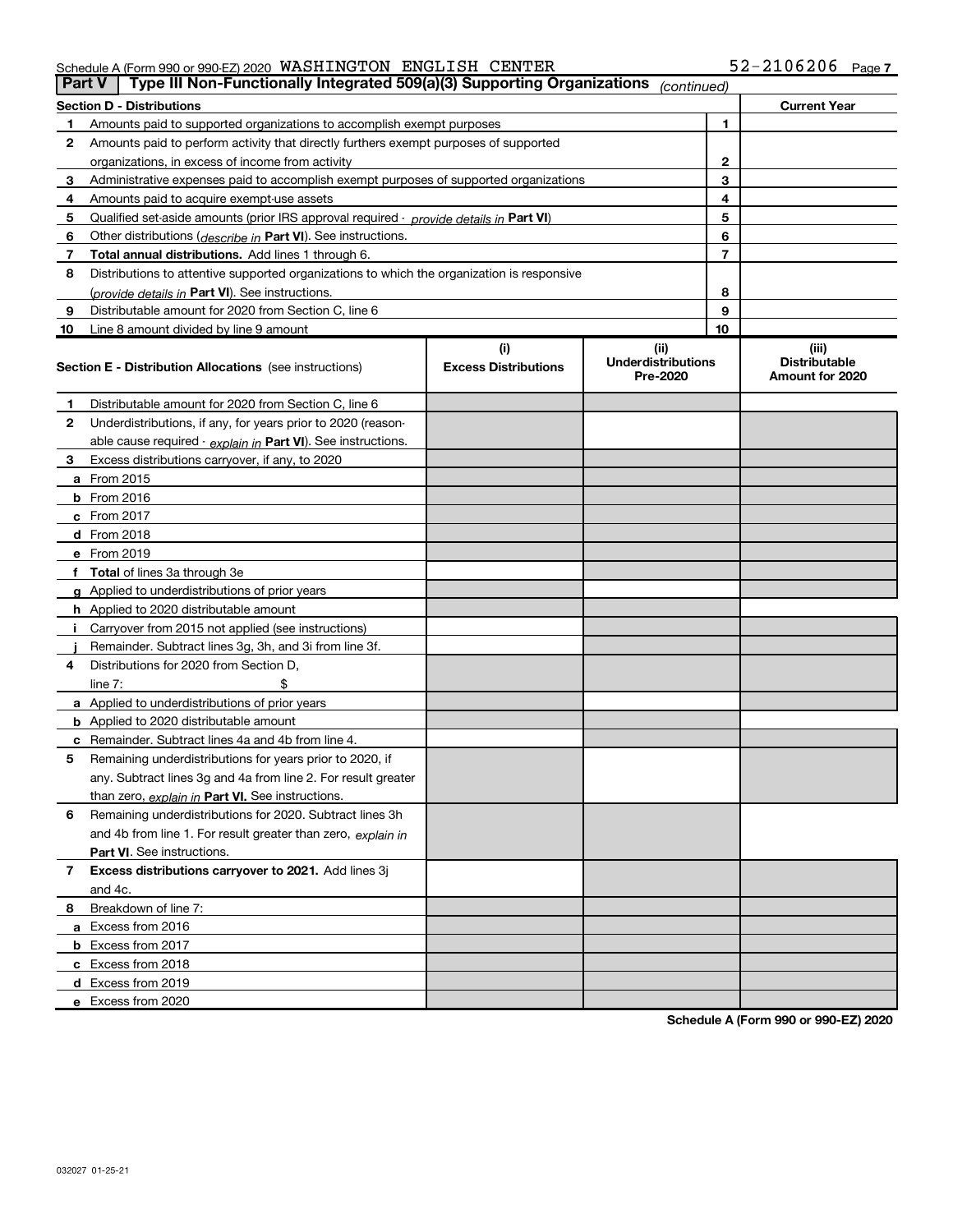Schedule A (Form 990 or 990-EZ) 2020 WASHINGTON ENGLISH CENTER 52-2106206 Page 7

**Part V Type III Non-Functionally Integrated 509(a)(3) Supporting Organizations** *(continued)*

| **Section D - Distributions** | | | **Current Year** |
|---|---|---|---|
| 1 | Amounts paid to supported organizations to accomplish exempt purposes | 1 | |
| 2 | Amounts paid to perform activity that directly furthers exempt purposes of supported organizations, in excess of income from activity | 2 | |
| 3 | Administrative expenses paid to accomplish exempt purposes of supported organizations | 3 | |
| 4 | Amounts paid to acquire exempt-use assets | 4 | |
| 5 | Qualified set-aside amounts (prior IRS approval required - *provide details in* **Part VI**) | 5 | |
| 6 | Other distributions (*describe in* **Part VI**). See instructions. | 6 | |
| 7 | **Total annual distributions.** Add lines 1 through 6. | 7 | |
| 8 | Distributions to attentive supported organizations to which the organization is responsive (*provide details in* **Part VI**). See instructions. | 8 | |
| 9 | Distributable amount for 2020 from Section C, line 6 | 9 | |
| 10 | Line 8 amount divided by line 9 amount | 10 | |

| **Section E - Distribution Allocations** (see instructions) | (i) **Excess Distributions** | (ii) **Underdistributions Pre-2020** | (iii) **Distributable Amount for 2020** |
|---|---|---|---|
| **1** Distributable amount for 2020 from Section C, line 6 | | | |
| **2** Underdistributions, if any, for years prior to 2020 (reasonable cause required - *explain in* **Part VI**). See instructions. | | | |
| **3** Excess distributions carryover, if any, to 2020 | | | |
| **a** From 2015 | | | |
| **b** From 2016 | | | |
| **c** From 2017 | | | |
| **d** From 2018 | | | |
| **e** From 2019 | | | |
| **f Total** of lines 3a through 3e | | | |
| **g** Applied to underdistributions of prior years | | | |
| **h** Applied to 2020 distributable amount | | | |
| **i** Carryover from 2015 not applied (see instructions) | | | |
| **j** Remainder. Subtract lines 3g, 3h, and 3i from line 3f. | | | |
| **4** Distributions for 2020 from Section D, line 7: $ | | | |
| **a** Applied to underdistributions of prior years | | | |
| **b** Applied to 2020 distributable amount | | | |
| **c** Remainder. Subtract lines 4a and 4b from line 4. | | | |
| **5** Remaining underdistributions for years prior to 2020, if any. Subtract lines 3g and 4a from line 2. For result greater than zero, *explain in* **Part VI.** See instructions. | | | |
| **6** Remaining underdistributions for 2020. Subtract lines 3h and 4b from line 1. For result greater than zero, *explain in* **Part VI**. See instructions. | | | |
| **7 Excess distributions carryover to 2021.** Add lines 3j and 4c. | | | |
| **8** Breakdown of line 7: | | | |
| **a** Excess from 2016 | | | |
| **b** Excess from 2017 | | | |
| **c** Excess from 2018 | | | |
| **d** Excess from 2019 | | | |
| **e** Excess from 2020 | | | |

**Schedule A (Form 990 or 990-EZ) 2020**

032027 01-25-21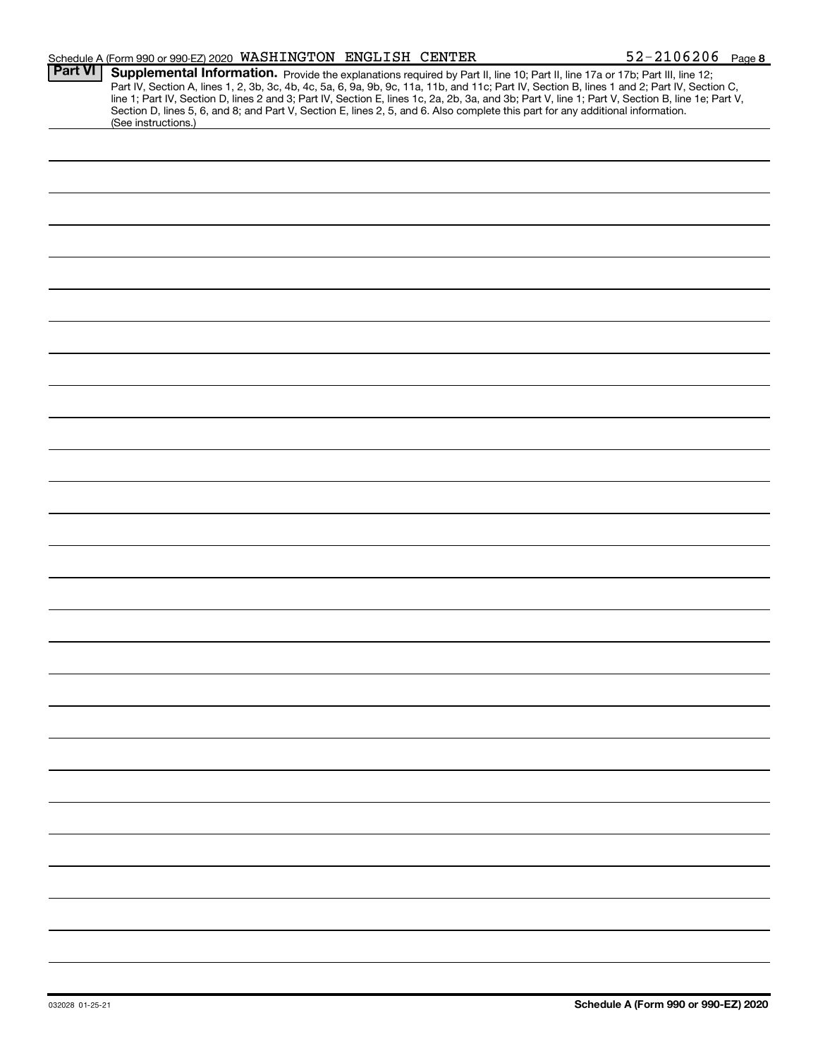Schedule A (Form 990 or 990-EZ) 2020 WASHINGTON ENGLISH CENTER 52-2106206 Page 8

**Part VI** **Supplemental Information.** Provide the explanations required by Part II, line 10; Part II, line 17a or 17b; Part III, line 12; Part IV, Section A, lines 1, 2, 3b, 3c, 4b, 4c, 5a, 6, 9a, 9b, 9c, 11a, 11b, and 11c; Part IV, Section B, lines 1 and 2; Part IV, Section C, line 1; Part IV, Section D, lines 2 and 3; Part IV, Section E, lines 1c, 2a, 2b, 3a, and 3b; Part V, line 1; Part V, Section B, line 1e; Part V, Section D, lines 5, 6, and 8; and Part V, Section E, lines 2, 5, and 6. Also complete this part for any additional information. (See instructions.)

032028 01-25-21

**Schedule A (Form 990 or 990-EZ) 2020**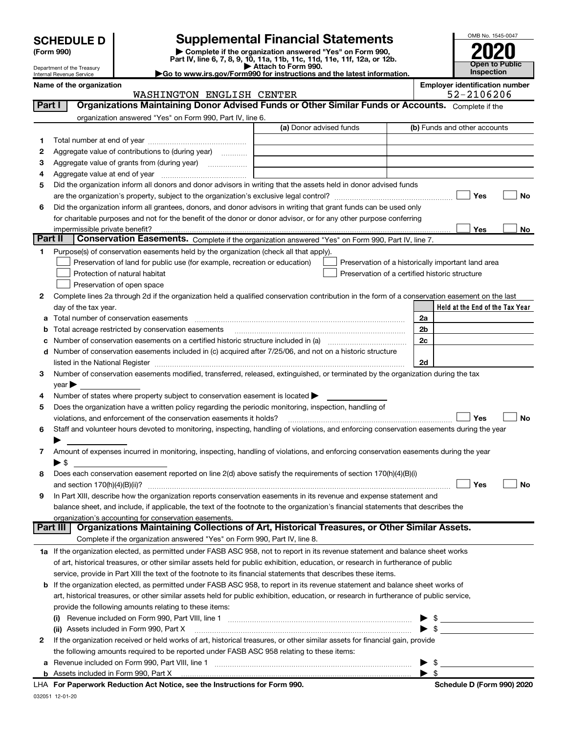# SCHEDULE D (Form 990)

Department of the Treasury
Internal Revenue Service

## Supplemental Financial Statements

▶ Complete if the organization answered "Yes" on Form 990, Part IV, line 6, 7, 8, 9, 10, 11a, 11b, 11c, 11d, 11e, 11f, 12a, or 12b.
▶ Attach to Form 990.
▶ Go to www.irs.gov/Form990 for instructions and the latest information.

OMB No. 1545-0047

**2020**

**Open to Public Inspection**

**Name of the organization:** WASHINGTON ENGLISH CENTER

**Employer identification number:** 52-2106206

### Part I — Organizations Maintaining Donor Advised Funds or Other Similar Funds or Accounts. Complete if the organization answered "Yes" on Form 990, Part IV, line 6.

| | | (a) Donor advised funds | (b) Funds and other accounts |
|---|---|---|---|
| 1 | Total number at end of year | | |
| 2 | Aggregate value of contributions to (during year) | | |
| 3 | Aggregate value of grants from (during year) | | |
| 4 | Aggregate value at end of year | | |

5 Did the organization inform all donors and donor advisors in writing that the assets held in donor advised funds are the organization's property, subject to the organization's exclusive legal control? ☐ Yes ☐ No

6 Did the organization inform all grantees, donors, and donor advisors in writing that grant funds can be used only for charitable purposes and not for the benefit of the donor or donor advisor, or for any other purpose conferring impermissible private benefit? ☐ Yes ☐ No

### Part II — Conservation Easements. Complete if the organization answered "Yes" on Form 990, Part IV, line 7.

1 Purpose(s) of conservation easements held by the organization (check all that apply).

- ☐ Preservation of land for public use (for example, recreation or education)
- ☐ Protection of natural habitat
- ☐ Preservation of open space
- ☐ Preservation of a historically important land area
- ☐ Preservation of a certified historic structure

2 Complete lines 2a through 2d if the organization held a qualified conservation contribution in the form of a conservation easement on the last day of the tax year.

| | | | Held at the End of the Tax Year |
|---|---|---|---|
| a | Total number of conservation easements | 2a | |
| b | Total acreage restricted by conservation easements | 2b | |
| c | Number of conservation easements on a certified historic structure included in (a) | 2c | |
| d | Number of conservation easements included in (c) acquired after 7/25/06, and not on a historic structure listed in the National Register | 2d | |

3 Number of conservation easements modified, transferred, released, extinguished, or terminated by the organization during the tax year ▶

4 Number of states where property subject to conservation easement is located ▶

5 Does the organization have a written policy regarding the periodic monitoring, inspection, handling of violations, and enforcement of the conservation easements it holds? ☐ Yes ☐ No

6 Staff and volunteer hours devoted to monitoring, inspecting, handling of violations, and enforcing conservation easements during the year ▶

7 Amount of expenses incurred in monitoring, inspecting, handling of violations, and enforcing conservation easements during the year ▶ $

8 Does each conservation easement reported on line 2(d) above satisfy the requirements of section 170(h)(4)(B)(i) and section 170(h)(4)(B)(ii)? ☐ Yes ☐ No

9 In Part XIII, describe how the organization reports conservation easements in its revenue and expense statement and balance sheet, and include, if applicable, the text of the footnote to the organization's financial statements that describes the organization's accounting for conservation easements.

### Part III — Organizations Maintaining Collections of Art, Historical Treasures, or Other Similar Assets. Complete if the organization answered "Yes" on Form 990, Part IV, line 8.

1a If the organization elected, as permitted under FASB ASC 958, not to report in its revenue statement and balance sheet works of art, historical treasures, or other similar assets held for public exhibition, education, or research in furtherance of public service, provide in Part XIII the text of the footnote to its financial statements that describes these items.

b If the organization elected, as permitted under FASB ASC 958, to report in its revenue statement and balance sheet works of art, historical treasures, or other similar assets held for public exhibition, education, or research in furtherance of public service, provide the following amounts relating to these items:

(i) Revenue included on Form 990, Part VIII, line 1 ▶ $

(ii) Assets included in Form 990, Part X ▶ $

2 If the organization received or held works of art, historical treasures, or other similar assets for financial gain, provide the following amounts required to be reported under FASB ASC 958 relating to these items:

a Revenue included on Form 990, Part VIII, line 1 ▶ $

b Assets included in Form 990, Part X ▶ $

LHA For Paperwork Reduction Act Notice, see the Instructions for Form 990. Schedule D (Form 990) 2020

032051 12-01-20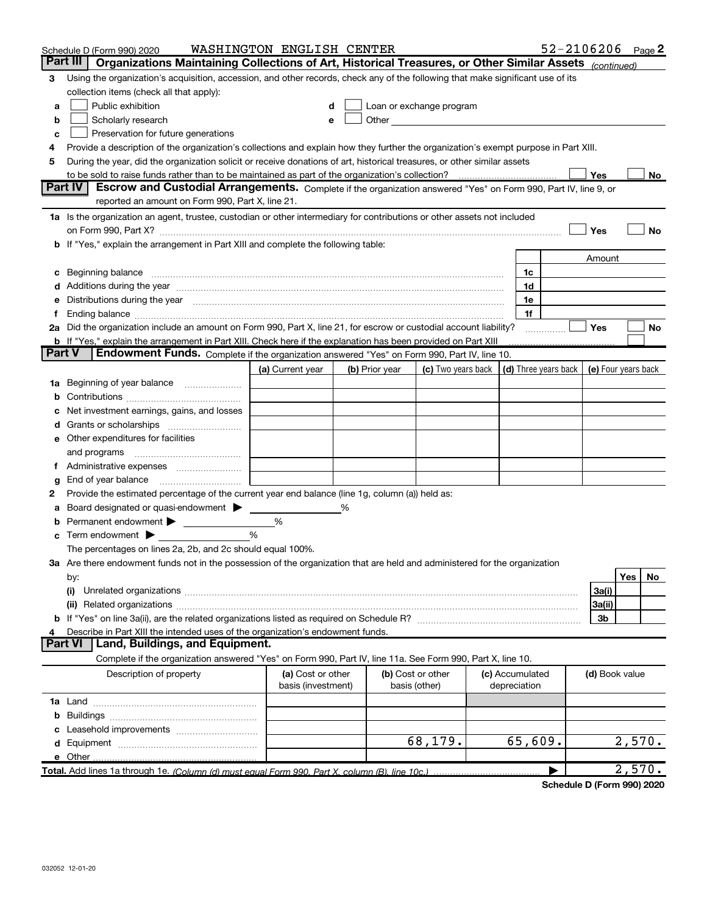Schedule D (Form 990) 2020 WASHINGTON ENGLISH CENTER 52-2106206 Page **2**

## Part III Organizations Maintaining Collections of Art, Historical Treasures, or Other Similar Assets *(continued)*

**3** Using the organization's acquisition, accession, and other records, check any of the following that make significant use of its collection items (check all that apply):

- **a** ☐ Public exhibition
- **b** ☐ Scholarly research
- **c** ☐ Preservation for future generations
- **d** ☐ Loan or exchange program
- **e** ☐ Other

**4** Provide a description of the organization's collections and explain how they further the organization's exempt purpose in Part XIII.

**5** During the year, did the organization solicit or receive donations of art, historical treasures, or other similar assets to be sold to raise funds rather than to be maintained as part of the organization's collection? ☐ Yes ☐ No

## Part IV Escrow and Custodial Arrangements.

Complete if the organization answered "Yes" on Form 990, Part IV, line 9, or reported an amount on Form 990, Part X, line 21.

**1a** Is the organization an agent, trustee, custodian or other intermediary for contributions or other assets not included on Form 990, Part X? ☐ Yes ☐ No

**b** If "Yes," explain the arrangement in Part XIII and complete the following table:

| | | Amount |
|---|---|---|
| **c** Beginning balance | 1c | |
| **d** Additions during the year | 1d | |
| **e** Distributions during the year | 1e | |
| **f** Ending balance | 1f | |

**2a** Did the organization include an amount on Form 990, Part X, line 21, for escrow or custodial account liability? ☐ Yes ☐ No

**b** If "Yes," explain the arrangement in Part XIII. Check here if the explanation has been provided on Part XIII ☐

## Part V Endowment Funds.

Complete if the organization answered "Yes" on Form 990, Part IV, line 10.

| | (a) Current year | (b) Prior year | (c) Two years back | (d) Three years back | (e) Four years back |
|---|---|---|---|---|---|
| **1a** Beginning of year balance | | | | | |
| **b** Contributions | | | | | |
| **c** Net investment earnings, gains, and losses | | | | | |
| **d** Grants or scholarships | | | | | |
| **e** Other expenditures for facilities and programs | | | | | |
| **f** Administrative expenses | | | | | |
| **g** End of year balance | | | | | |

**2** Provide the estimated percentage of the current year end balance (line 1g, column (a)) held as:

- **a** Board designated or quasi-endowment ▶ %
- **b** Permanent endowment ▶ %
- **c** Term endowment ▶ %

The percentages on lines 2a, 2b, and 2c should equal 100%.

**3a** Are there endowment funds not in the possession of the organization that are held and administered for the organization by:

| | | Yes | No |
|---|---|---|---|
| **(i)** Unrelated organizations | 3a(i) | | |
| **(ii)** Related organizations | 3a(ii) | | |
| **b** If "Yes" on line 3a(ii), are the related organizations listed as required on Schedule R? | 3b | | |

**4** Describe in Part XIII the intended uses of the organization's endowment funds.

## Part VI Land, Buildings, and Equipment.

Complete if the organization answered "Yes" on Form 990, Part IV, line 11a. See Form 990, Part X, line 10.

| Description of property | (a) Cost or other basis (investment) | (b) Cost or other basis (other) | (c) Accumulated depreciation | (d) Book value |
|---|---|---|---|---|
| **1a** Land | | | | |
| **b** Buildings | | | | |
| **c** Leasehold improvements | | | | |
| **d** Equipment | | 68,179. | 65,609. | 2,570. |
| **e** Other | | | | |
| **Total.** Add lines 1a through 1e. *(Column (d) must equal Form 990, Part X, column (B), line 10c.)* | | | ▶ | 2,570. |

**Schedule D (Form 990) 2020**

032052 12-01-20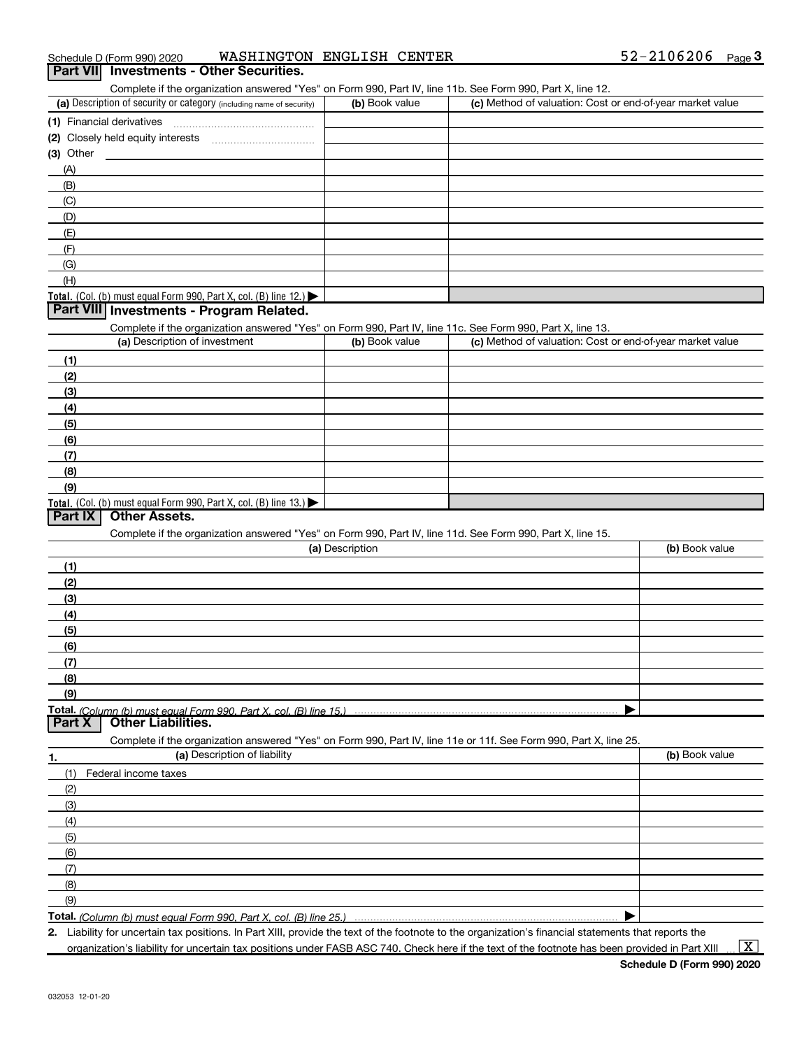Schedule D (Form 990) 2020 WASHINGTON ENGLISH CENTER 52-2106206

## Part VII Investments - Other Securities.

Complete if the organization answered "Yes" on Form 990, Part IV, line 11b. See Form 990, Part X, line 12.

| (a) Description of security or category (including name of security) | (b) Book value | (c) Method of valuation: Cost or end-of-year market value |
|---|---|---|
| (1) Financial derivatives | | |
| (2) Closely held equity interests | | |
| (3) Other | | |
| (A) | | |
| (B) | | |
| (C) | | |
| (D) | | |
| (E) | | |
| (F) | | |
| (G) | | |
| (H) | | |
| **Total.** (Col. (b) must equal Form 990, Part X, col. (B) line 12.) ▶ | | |

## Part VIII Investments - Program Related.

Complete if the organization answered "Yes" on Form 990, Part IV, line 11c. See Form 990, Part X, line 13.

| (a) Description of investment | (b) Book value | (c) Method of valuation: Cost or end-of-year market value |
|---|---|---|
| (1) | | |
| (2) | | |
| (3) | | |
| (4) | | |
| (5) | | |
| (6) | | |
| (7) | | |
| (8) | | |
| (9) | | |
| **Total.** (Col. (b) must equal Form 990, Part X, col. (B) line 13.) ▶ | | |

## Part IX Other Assets.

Complete if the organization answered "Yes" on Form 990, Part IV, line 11d. See Form 990, Part X, line 15.

| (a) Description | (b) Book value |
|---|---|
| (1) | |
| (2) | |
| (3) | |
| (4) | |
| (5) | |
| (6) | |
| (7) | |
| (8) | |
| (9) | |
| **Total.** *(Column (b) must equal Form 990, Part X, col. (B) line 15.)* ▶ | |

## Part X Other Liabilities.

Complete if the organization answered "Yes" on Form 990, Part IV, line 11e or 11f. See Form 990, Part X, line 25.

| 1. (a) Description of liability | (b) Book value |
|---|---|
| (1) Federal income taxes | |
| (2) | |
| (3) | |
| (4) | |
| (5) | |
| (6) | |
| (7) | |
| (8) | |
| (9) | |
| **Total.** *(Column (b) must equal Form 990, Part X, col. (B) line 25.)* ▶ | |

**2.** Liability for uncertain tax positions. In Part XIII, provide the text of the footnote to the organization's financial statements that reports the organization's liability for uncertain tax positions under FASB ASC 740. Check here if the text of the footnote has been provided in Part XIII [X]

**Schedule D (Form 990) 2020**

032053 12-01-20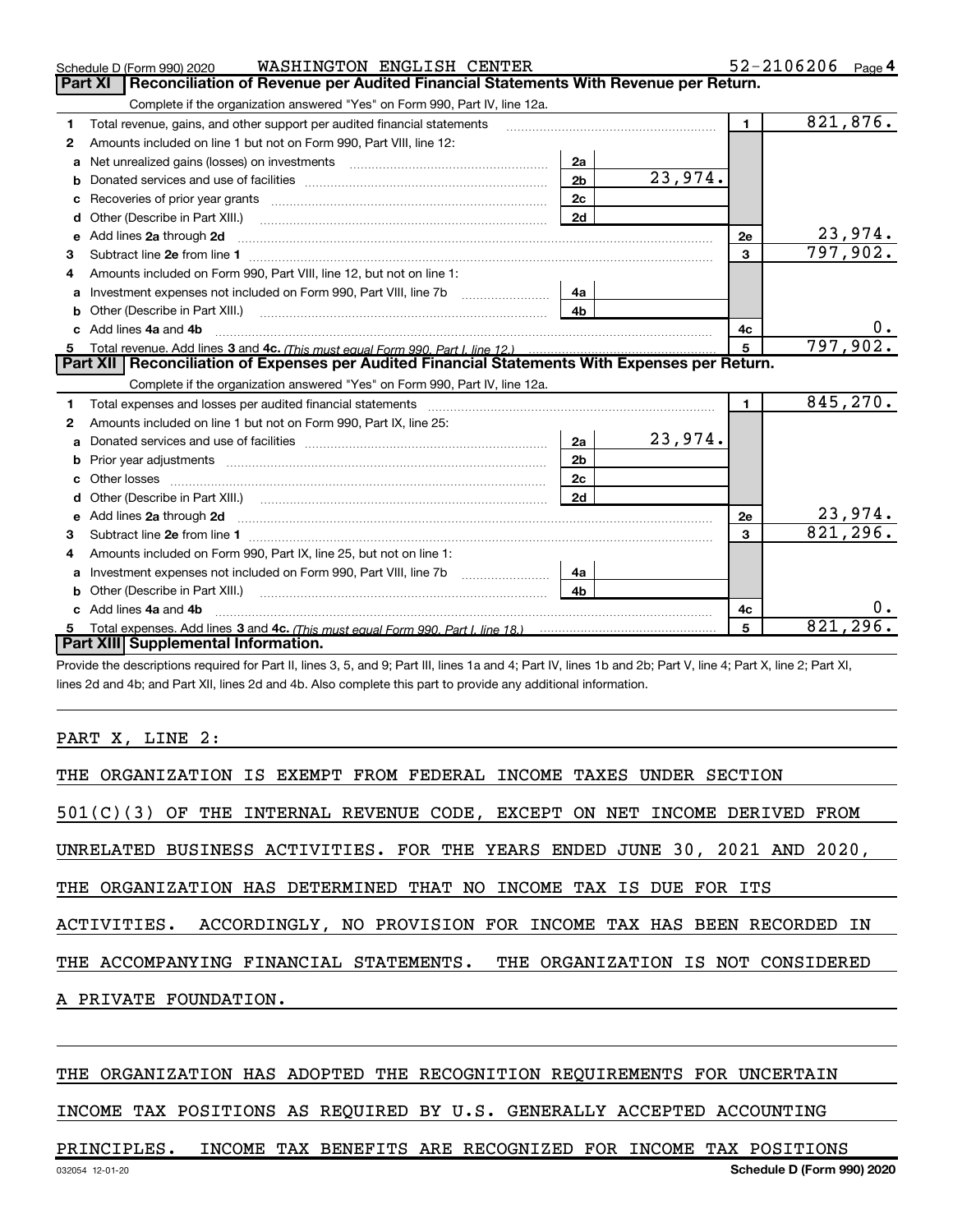Schedule D (Form 990) 2020 WASHINGTON ENGLISH CENTER 52-2106206 Page 4

## Part XI Reconciliation of Revenue per Audited Financial Statements With Revenue per Return.

Complete if the organization answered "Yes" on Form 990, Part IV, line 12a.

| | | | | | |
|---|---|---|---|---|---|
| 1 | Total revenue, gains, and other support per audited financial statements | | | 1 | 821,876. |
| 2 | Amounts included on line 1 but not on Form 990, Part VIII, line 12: | | | | |
| a | Net unrealized gains (losses) on investments | 2a | | | |
| b | Donated services and use of facilities | 2b | 23,974. | | |
| c | Recoveries of prior year grants | 2c | | | |
| d | Other (Describe in Part XIII.) | 2d | | | |
| e | Add lines **2a** through **2d** | | | 2e | 23,974. |
| 3 | Subtract line **2e** from line **1** | | | 3 | 797,902. |
| 4 | Amounts included on Form 990, Part VIII, line 12, but not on line 1: | | | | |
| a | Investment expenses not included on Form 990, Part VIII, line 7b | 4a | | | |
| b | Other (Describe in Part XIII.) | 4b | | | |
| c | Add lines **4a** and **4b** | | | 4c | 0. |
| 5 | Total revenue. Add lines **3** and **4c.** *(This must equal Form 990, Part I, line 12.)* | | | 5 | 797,902. |

## Part XII Reconciliation of Expenses per Audited Financial Statements With Expenses per Return.

Complete if the organization answered "Yes" on Form 990, Part IV, line 12a.

| | | | | | |
|---|---|---|---|---|---|
| 1 | Total expenses and losses per audited financial statements | | | 1 | 845,270. |
| 2 | Amounts included on line 1 but not on Form 990, Part IX, line 25: | | | | |
| a | Donated services and use of facilities | 2a | 23,974. | | |
| b | Prior year adjustments | 2b | | | |
| c | Other losses | 2c | | | |
| d | Other (Describe in Part XIII.) | 2d | | | |
| e | Add lines **2a** through **2d** | | | 2e | 23,974. |
| 3 | Subtract line **2e** from line **1** | | | 3 | 821,296. |
| 4 | Amounts included on Form 990, Part IX, line 25, but not on line 1: | | | | |
| a | Investment expenses not included on Form 990, Part VIII, line 7b | 4a | | | |
| b | Other (Describe in Part XIII.) | 4b | | | |
| c | Add lines **4a** and **4b** | | | 4c | 0. |
| 5 | Total expenses. Add lines **3** and **4c.** *(This must equal Form 990, Part I, line 18.)* | | | 5 | 821,296. |

## Part XIII Supplemental Information.

Provide the descriptions required for Part II, lines 3, 5, and 9; Part III, lines 1a and 4; Part IV, lines 1b and 2b; Part V, line 4; Part X, line 2; Part XI, lines 2d and 4b; and Part XII, lines 2d and 4b. Also complete this part to provide any additional information.

PART X, LINE 2:

THE ORGANIZATION IS EXEMPT FROM FEDERAL INCOME TAXES UNDER SECTION 501(C)(3) OF THE INTERNAL REVENUE CODE, EXCEPT ON NET INCOME DERIVED FROM UNRELATED BUSINESS ACTIVITIES. FOR THE YEARS ENDED JUNE 30, 2021 AND 2020, THE ORGANIZATION HAS DETERMINED THAT NO INCOME TAX IS DUE FOR ITS ACTIVITIES. ACCORDINGLY, NO PROVISION FOR INCOME TAX HAS BEEN RECORDED IN THE ACCOMPANYING FINANCIAL STATEMENTS. THE ORGANIZATION IS NOT CONSIDERED A PRIVATE FOUNDATION.

THE ORGANIZATION HAS ADOPTED THE RECOGNITION REQUIREMENTS FOR UNCERTAIN INCOME TAX POSITIONS AS REQUIRED BY U.S. GENERALLY ACCEPTED ACCOUNTING PRINCIPLES. INCOME TAX BENEFITS ARE RECOGNIZED FOR INCOME TAX POSITIONS

032054 12-01-20 **Schedule D (Form 990) 2020**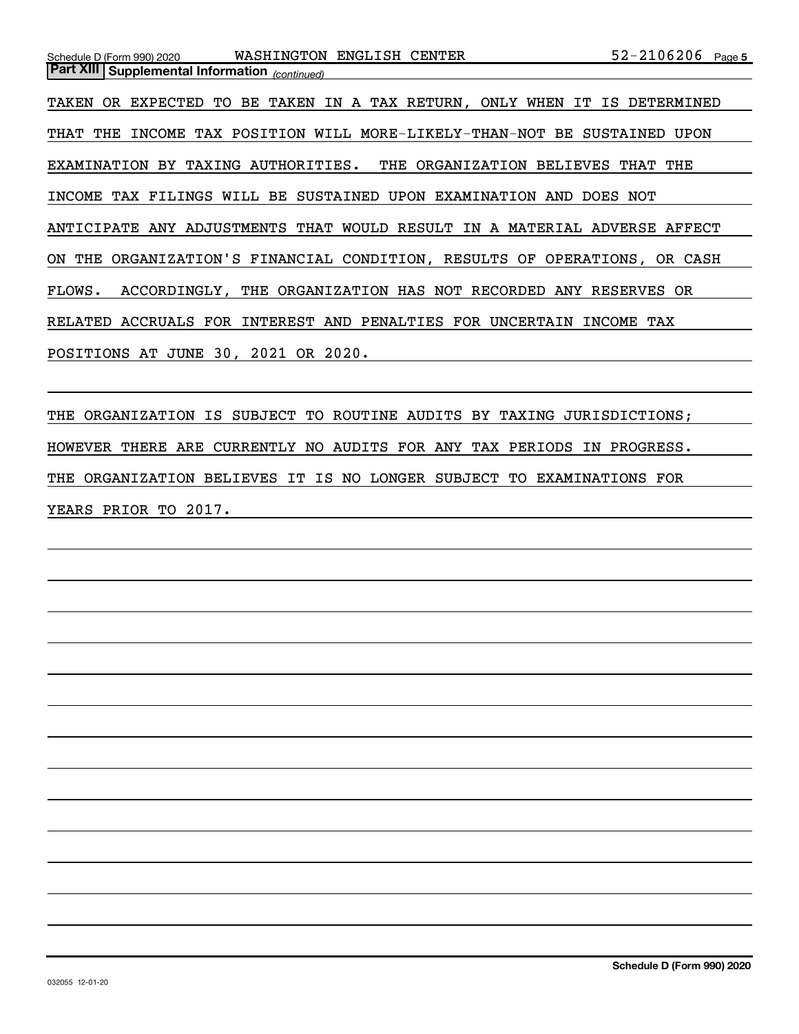**Part XIII Supplemental Information** *(continued)*

TAKEN OR EXPECTED TO BE TAKEN IN A TAX RETURN, ONLY WHEN IT IS DETERMINED THAT THE INCOME TAX POSITION WILL MORE-LIKELY-THAN-NOT BE SUSTAINED UPON EXAMINATION BY TAXING AUTHORITIES. THE ORGANIZATION BELIEVES THAT THE INCOME TAX FILINGS WILL BE SUSTAINED UPON EXAMINATION AND DOES NOT ANTICIPATE ANY ADJUSTMENTS THAT WOULD RESULT IN A MATERIAL ADVERSE AFFECT ON THE ORGANIZATION'S FINANCIAL CONDITION, RESULTS OF OPERATIONS, OR CASH FLOWS. ACCORDINGLY, THE ORGANIZATION HAS NOT RECORDED ANY RESERVES OR RELATED ACCRUALS FOR INTEREST AND PENALTIES FOR UNCERTAIN INCOME TAX POSITIONS AT JUNE 30, 2021 OR 2020.

THE ORGANIZATION IS SUBJECT TO ROUTINE AUDITS BY TAXING JURISDICTIONS; HOWEVER THERE ARE CURRENTLY NO AUDITS FOR ANY TAX PERIODS IN PROGRESS. THE ORGANIZATION BELIEVES IT IS NO LONGER SUBJECT TO EXAMINATIONS FOR YEARS PRIOR TO 2017.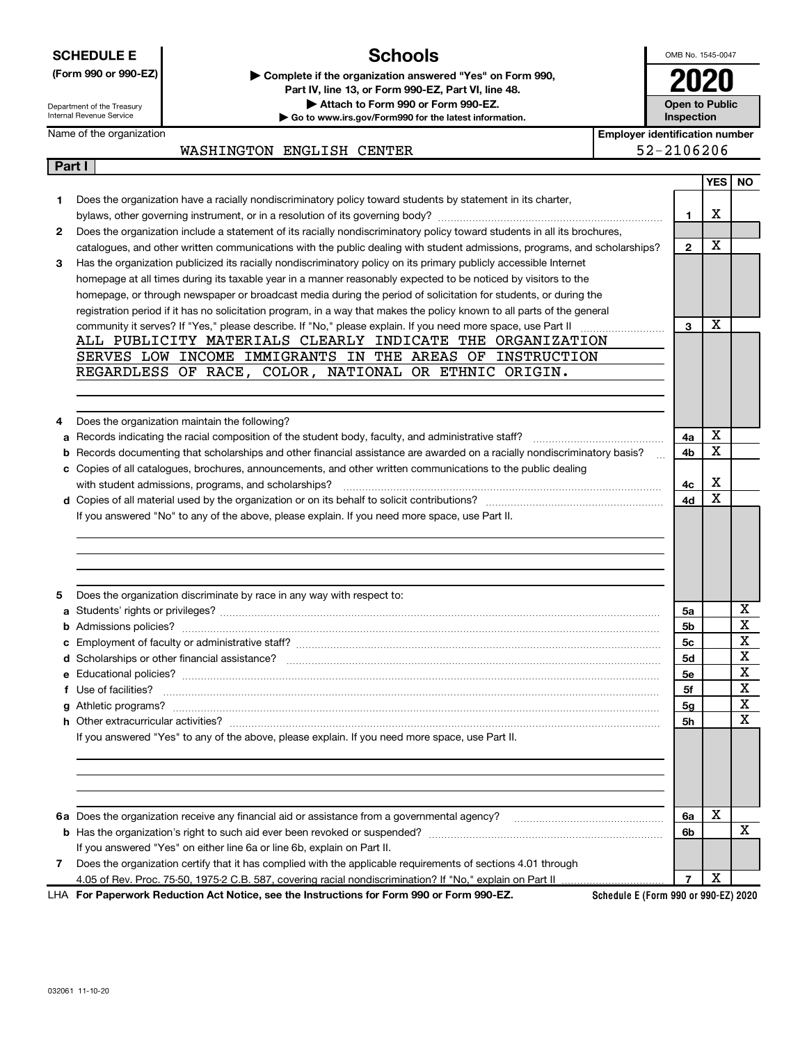**SCHEDULE E (Form 990 or 990-EZ)**

Department of the Treasury
Internal Revenue Service

# Schools

▶ Complete if the organization answered "Yes" on Form 990, Part IV, line 13, or Form 990-EZ, Part VI, line 48.
▶ Attach to Form 990 or Form 990-EZ.
▶ Go to www.irs.gov/Form990 for the latest information.

OMB No. 1545-0047

**2020**

**Open to Public Inspection**

Name of the organization: WASHINGTON ENGLISH CENTER

Employer identification number: 52-2106206

**Part I**

| | | Line | YES | NO |
|---|---|---|---|---|
| 1 | Does the organization have a racially nondiscriminatory policy toward students by statement in its charter, bylaws, other governing instrument, or in a resolution of its governing body? | 1 | X | |
| 2 | Does the organization include a statement of its racially nondiscriminatory policy toward students in all its brochures, catalogues, and other written communications with the public dealing with student admissions, programs, and scholarships? | 2 | X | |
| 3 | Has the organization publicized its racially nondiscriminatory policy on its primary publicly accessible Internet homepage at all times during its taxable year in a manner reasonably expected to be noticed by visitors to the homepage, or through newspaper or broadcast media during the period of solicitation for students, or during the registration period if it has no solicitation program, in a way that makes the policy known to all parts of the general community it serves? If "Yes," please describe. If "No," please explain. If you need more space, use Part II | 3 | X | |

ALL PUBLICITY MATERIALS CLEARLY INDICATE THE ORGANIZATION SERVES LOW INCOME IMMIGRANTS IN THE AREAS OF INSTRUCTION REGARDLESS OF RACE, COLOR, NATIONAL OR ETHNIC ORIGIN.

| | | Line | YES | NO |
|---|---|---|---|---|
| 4 | Does the organization maintain the following? | | | |
| a | Records indicating the racial composition of the student body, faculty, and administrative staff? | 4a | X | |
| b | Records documenting that scholarships and other financial assistance are awarded on a racially nondiscriminatory basis? | 4b | X | |
| c | Copies of all catalogues, brochures, announcements, and other written communications to the public dealing with student admissions, programs, and scholarships? | 4c | X | |
| d | Copies of all material used by the organization or on its behalf to solicit contributions? | 4d | X | |

If you answered "No" to any of the above, please explain. If you need more space, use Part II.

| | | Line | YES | NO |
|---|---|---|---|---|
| 5 | Does the organization discriminate by race in any way with respect to: | | | |
| a | Students' rights or privileges? | 5a | | X |
| b | Admissions policies? | 5b | | X |
| c | Employment of faculty or administrative staff? | 5c | | X |
| d | Scholarships or other financial assistance? | 5d | | X |
| e | Educational policies? | 5e | | X |
| f | Use of facilities? | 5f | | X |
| g | Athletic programs? | 5g | | X |
| h | Other extracurricular activities? | 5h | | X |

If you answered "Yes" to any of the above, please explain. If you need more space, use Part II.

| | | Line | YES | NO |
|---|---|---|---|---|
| 6a | Does the organization receive any financial aid or assistance from a governmental agency? | 6a | X | |
| b | Has the organization's right to such aid ever been revoked or suspended? | 6b | | X |
| | If you answered "Yes" on either line 6a or line 6b, explain on Part II. | | | |
| 7 | Does the organization certify that it has complied with the applicable requirements of sections 4.01 through 4.05 of Rev. Proc. 75-50, 1975-2 C.B. 587, covering racial nondiscrimination? If "No," explain on Part II | 7 | X | |

LHA **For Paperwork Reduction Act Notice, see the Instructions for Form 990 or Form 990-EZ.** Schedule E (Form 990 or 990-EZ) 2020

032061 11-10-20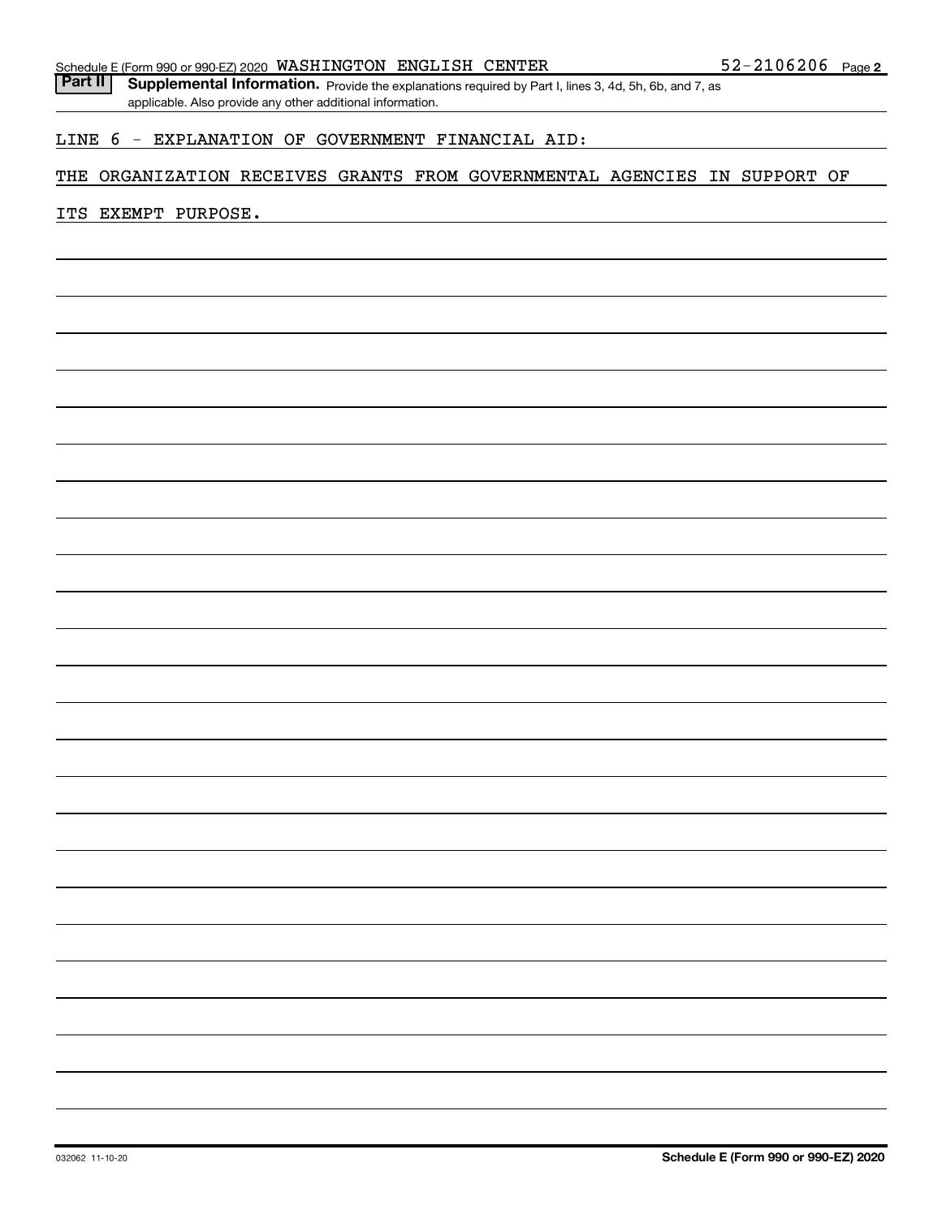Schedule E (Form 990 or 990-EZ) 2020 WASHINGTON ENGLISH CENTER 52-2106206 Page 2

**Part II** **Supplemental Information.** Provide the explanations required by Part I, lines 3, 4d, 5h, 6b, and 7, as applicable. Also provide any other additional information.

LINE 6 - EXPLANATION OF GOVERNMENT FINANCIAL AID:

THE ORGANIZATION RECEIVES GRANTS FROM GOVERNMENTAL AGENCIES IN SUPPORT OF ITS EXEMPT PURPOSE.

032062 11-10-20 **Schedule E (Form 990 or 990-EZ) 2020**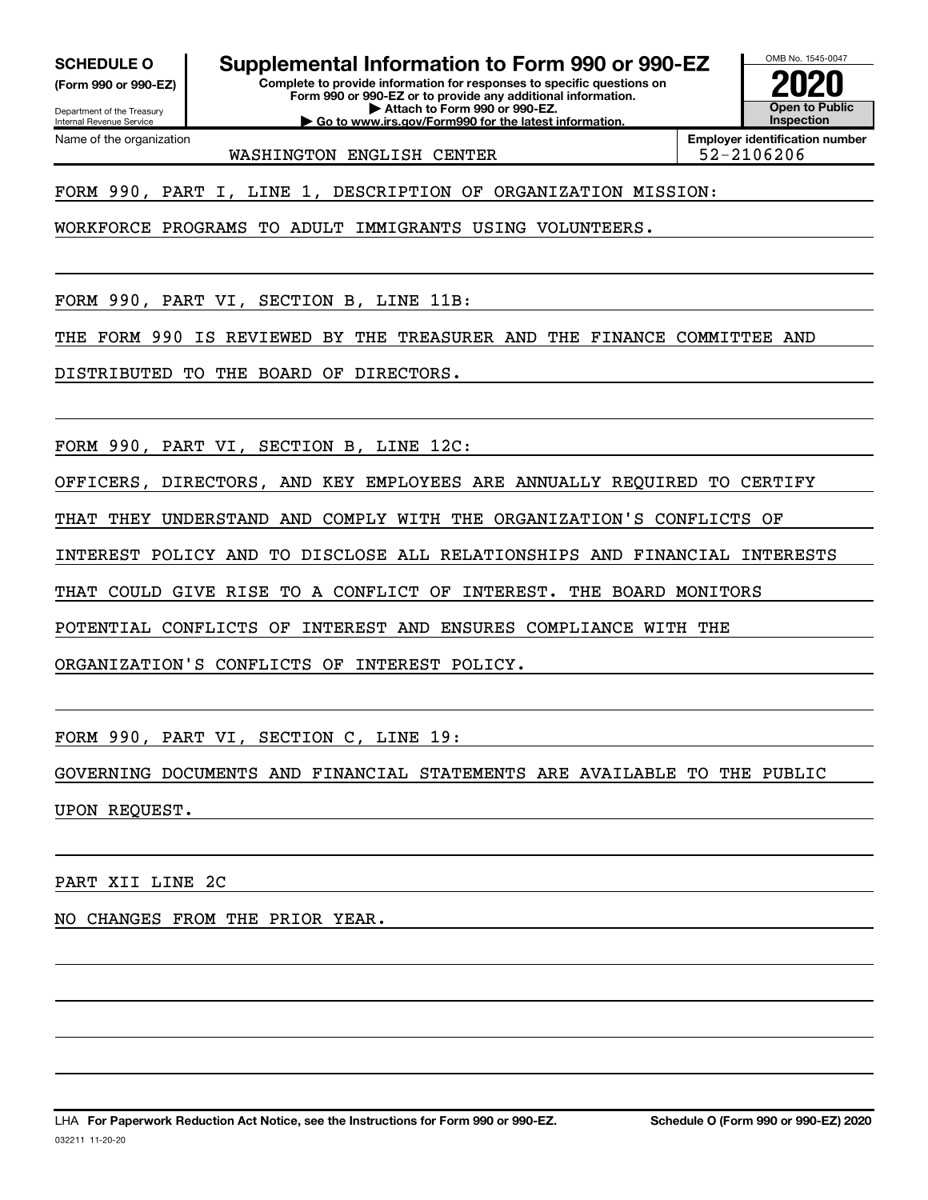**SCHEDULE O**
**(Form 990 or 990-EZ)**

Department of the Treasury
Internal Revenue Service

# Supplemental Information to Form 990 or 990-EZ

**Complete to provide information for responses to specific questions on Form 990 or 990-EZ or to provide any additional information.**
**▶ Attach to Form 990 or 990-EZ.**
**▶ Go to www.irs.gov/Form990 for the latest information.**

OMB No. 1545-0047

**2020**

**Open to Public Inspection**

Name of the organization: WASHINGTON ENGLISH CENTER

**Employer identification number:** 52-2106206

FORM 990, PART I, LINE 1, DESCRIPTION OF ORGANIZATION MISSION:

WORKFORCE PROGRAMS TO ADULT IMMIGRANTS USING VOLUNTEERS.

FORM 990, PART VI, SECTION B, LINE 11B:

THE FORM 990 IS REVIEWED BY THE TREASURER AND THE FINANCE COMMITTEE AND DISTRIBUTED TO THE BOARD OF DIRECTORS.

FORM 990, PART VI, SECTION B, LINE 12C:

OFFICERS, DIRECTORS, AND KEY EMPLOYEES ARE ANNUALLY REQUIRED TO CERTIFY THAT THEY UNDERSTAND AND COMPLY WITH THE ORGANIZATION'S CONFLICTS OF INTEREST POLICY AND TO DISCLOSE ALL RELATIONSHIPS AND FINANCIAL INTERESTS THAT COULD GIVE RISE TO A CONFLICT OF INTEREST. THE BOARD MONITORS POTENTIAL CONFLICTS OF INTEREST AND ENSURES COMPLIANCE WITH THE ORGANIZATION'S CONFLICTS OF INTEREST POLICY.

FORM 990, PART VI, SECTION C, LINE 19:

GOVERNING DOCUMENTS AND FINANCIAL STATEMENTS ARE AVAILABLE TO THE PUBLIC UPON REQUEST.

PART XII LINE 2C

NO CHANGES FROM THE PRIOR YEAR.

LHA **For Paperwork Reduction Act Notice, see the Instructions for Form 990 or 990-EZ.** **Schedule O (Form 990 or 990-EZ) 2020**

032211 11-20-20